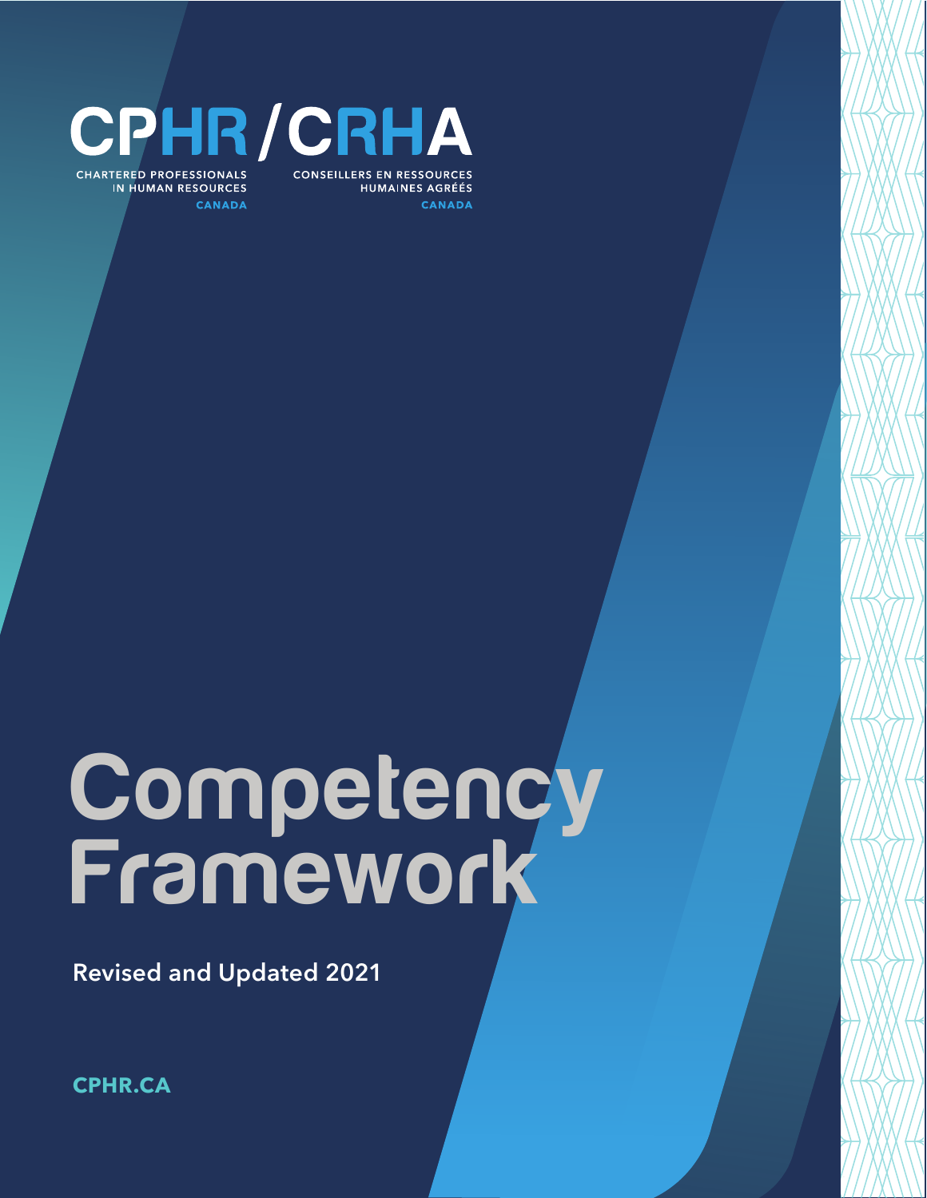# CPHR / CRHA

CHARTERED PROFESSIONALS IN HUMAN RESOURCES CANADA

CONSEILLERS EN RESSOURCES HUMAINES AGRÉÉS CANADA

# Competency Framework

**Revised and Updated 2021**

**CPHR.CA**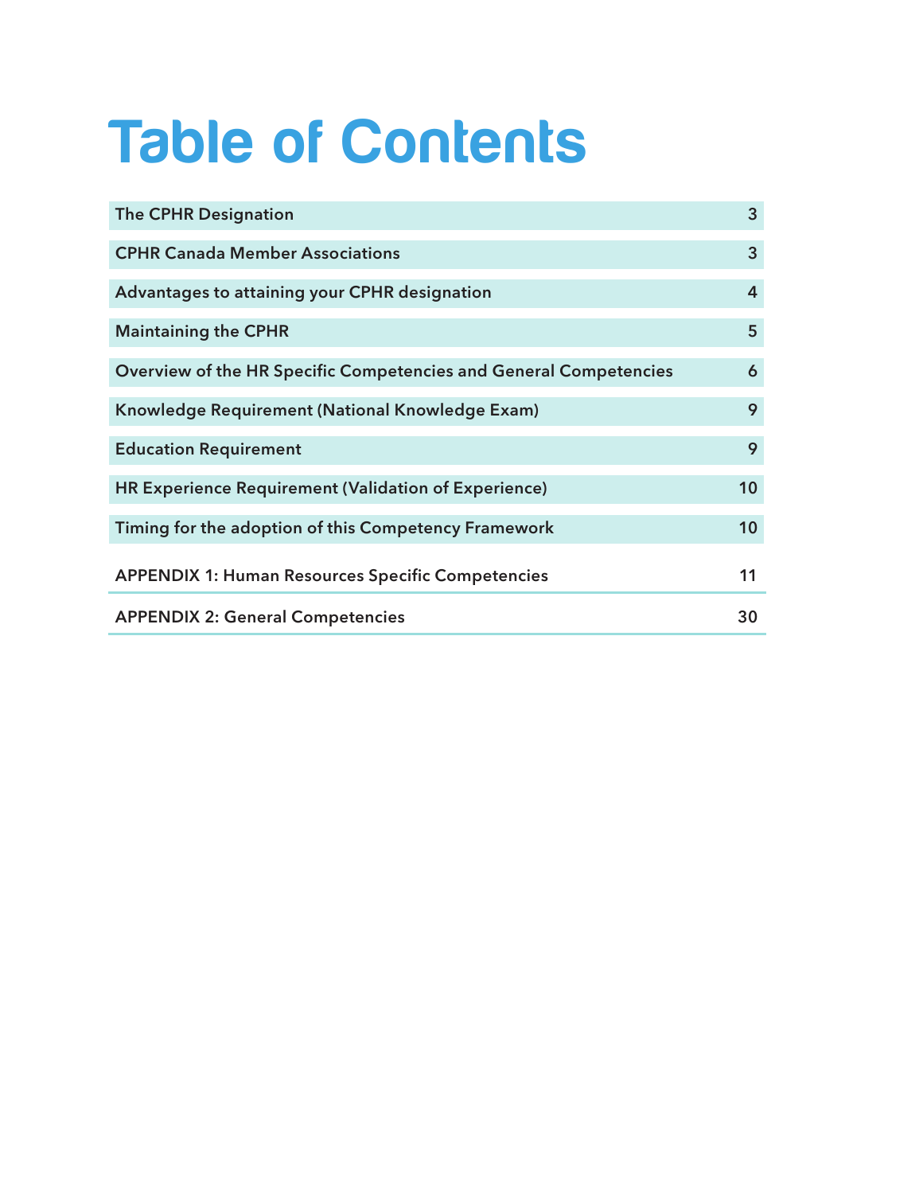# Table of Contents

| | |
|---|---|
| The CPHR Designation | 3 |
| CPHR Canada Member Associations | 3 |
| Advantages to attaining your CPHR designation | 4 |
| Maintaining the CPHR | 5 |
| Overview of the HR Specific Competencies and General Competencies | 6 |
| Knowledge Requirement (National Knowledge Exam) | 9 |
| Education Requirement | 9 |
| HR Experience Requirement (Validation of Experience) | 10 |
| Timing for the adoption of this Competency Framework | 10 |
| APPENDIX 1: Human Resources Specific Competencies | 11 |
| APPENDIX 2: General Competencies | 30 |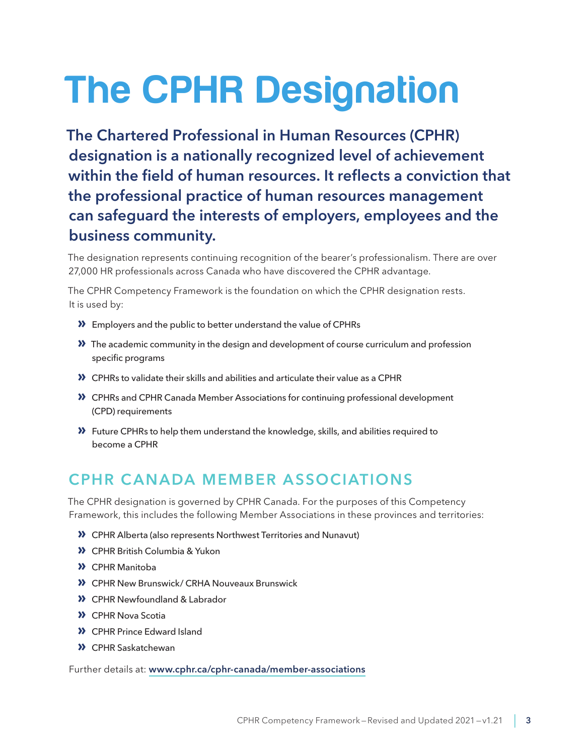# The CPHR Designation

**The Chartered Professional in Human Resources (CPHR) designation is a nationally recognized level of achievement within the field of human resources. It reflects a conviction that the professional practice of human resources management can safeguard the interests of employers, employees and the business community.**

The designation represents continuing recognition of the bearer's professionalism. There are over 27,000 HR professionals across Canada who have discovered the CPHR advantage.

The CPHR Competency Framework is the foundation on which the CPHR designation rests. It is used by:

- Employers and the public to better understand the value of CPHRs
- The academic community in the design and development of course curriculum and profession specific programs
- CPHRs to validate their skills and abilities and articulate their value as a CPHR
- CPHRs and CPHR Canada Member Associations for continuing professional development (CPD) requirements
- Future CPHRs to help them understand the knowledge, skills, and abilities required to become a CPHR

## CPHR CANADA MEMBER ASSOCIATIONS

The CPHR designation is governed by CPHR Canada. For the purposes of this Competency Framework, this includes the following Member Associations in these provinces and territories:

- CPHR Alberta (also represents Northwest Territories and Nunavut)
- CPHR British Columbia & Yukon
- CPHR Manitoba
- CPHR New Brunswick/ CRHA Nouveaux Brunswick
- CPHR Newfoundland & Labrador
- CPHR Nova Scotia
- CPHR Prince Edward Island
- CPHR Saskatchewan

Further details at: **www.cphr.ca/cphr-canada/member-associations**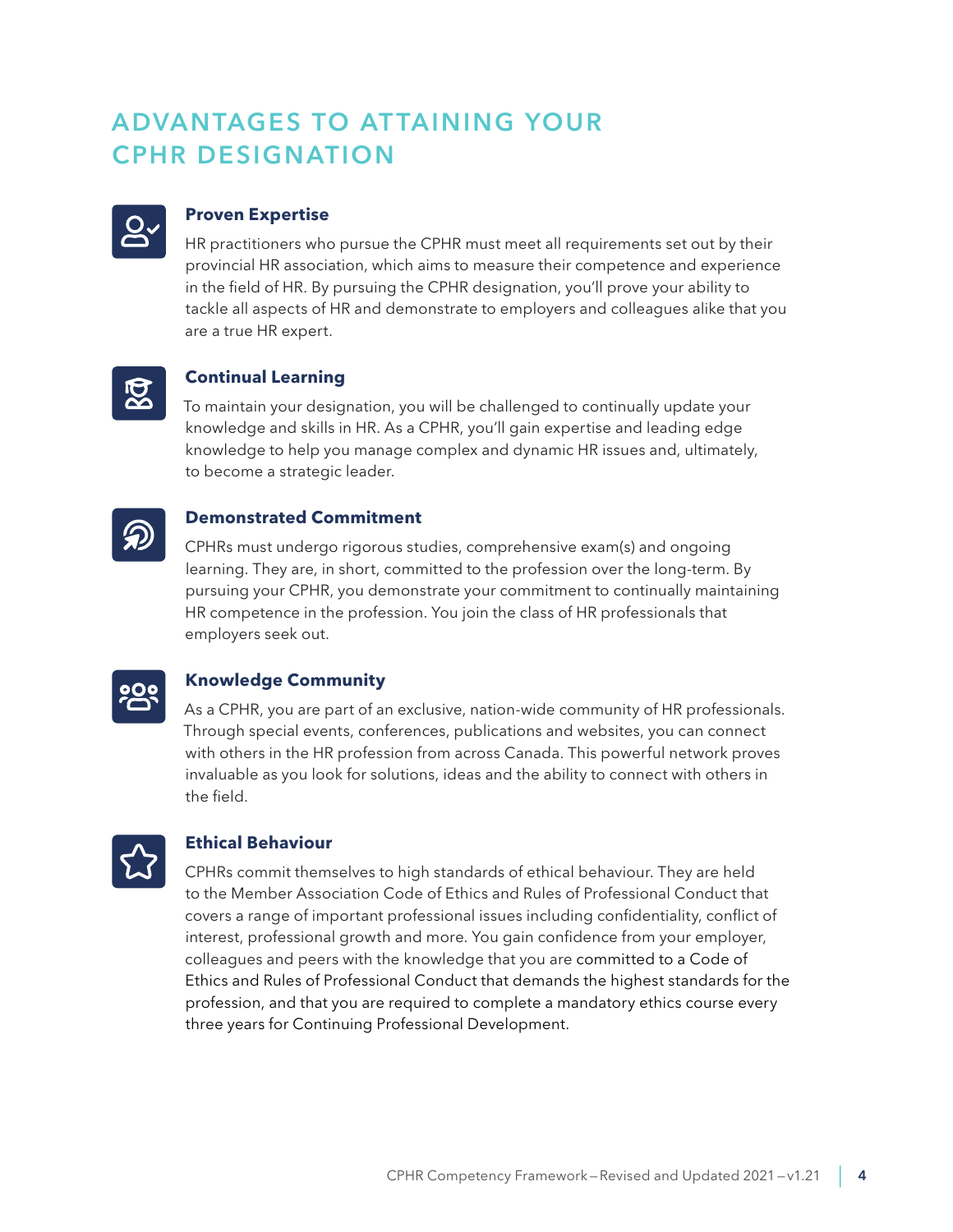# ADVANTAGES TO ATTAINING YOUR CPHR DESIGNATION

### Proven Expertise

HR practitioners who pursue the CPHR must meet all requirements set out by their provincial HR association, which aims to measure their competence and experience in the field of HR. By pursuing the CPHR designation, you'll prove your ability to tackle all aspects of HR and demonstrate to employers and colleagues alike that you are a true HR expert.

### Continual Learning

To maintain your designation, you will be challenged to continually update your knowledge and skills in HR. As a CPHR, you'll gain expertise and leading edge knowledge to help you manage complex and dynamic HR issues and, ultimately, to become a strategic leader.

### Demonstrated Commitment

CPHRs must undergo rigorous studies, comprehensive exam(s) and ongoing learning. They are, in short, committed to the profession over the long-term. By pursuing your CPHR, you demonstrate your commitment to continually maintaining HR competence in the profession. You join the class of HR professionals that employers seek out.

### Knowledge Community

As a CPHR, you are part of an exclusive, nation-wide community of HR professionals. Through special events, conferences, publications and websites, you can connect with others in the HR profession from across Canada. This powerful network proves invaluable as you look for solutions, ideas and the ability to connect with others in the field.

### Ethical Behaviour

CPHRs commit themselves to high standards of ethical behaviour. They are held to the Member Association Code of Ethics and Rules of Professional Conduct that covers a range of important professional issues including confidentiality, conflict of interest, professional growth and more. You gain confidence from your employer, colleagues and peers with the knowledge that you are committed to a Code of Ethics and Rules of Professional Conduct that demands the highest standards for the profession, and that you are required to complete a mandatory ethics course every three years for Continuing Professional Development.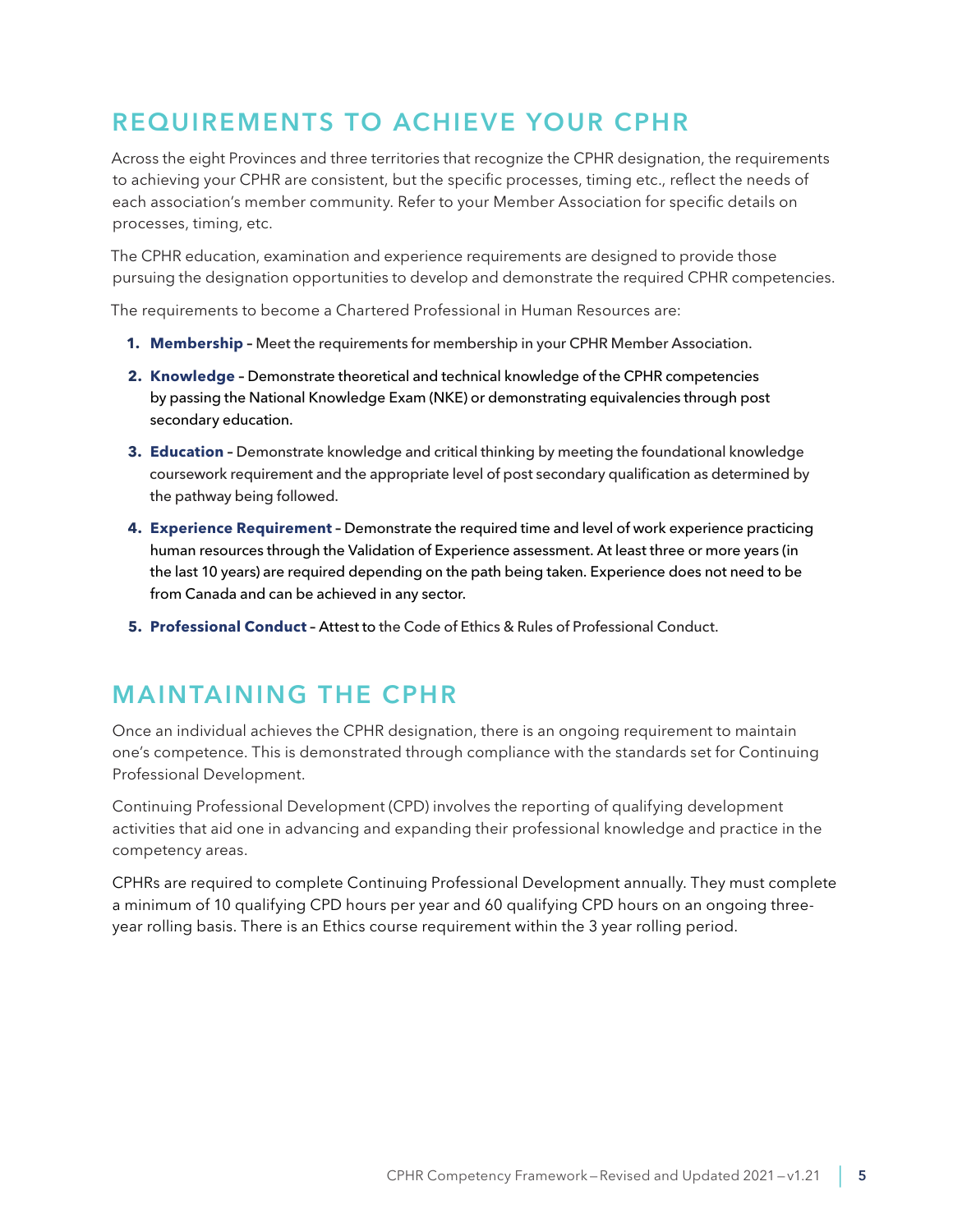## REQUIREMENTS TO ACHIEVE YOUR CPHR

Across the eight Provinces and three territories that recognize the CPHR designation, the requirements to achieving your CPHR are consistent, but the specific processes, timing etc., reflect the needs of each association's member community. Refer to your Member Association for specific details on processes, timing, etc.

The CPHR education, examination and experience requirements are designed to provide those pursuing the designation opportunities to develop and demonstrate the required CPHR competencies.

The requirements to become a Chartered Professional in Human Resources are:

1. **Membership** – Meet the requirements for membership in your CPHR Member Association.
2. **Knowledge** – Demonstrate theoretical and technical knowledge of the CPHR competencies by passing the National Knowledge Exam (NKE) or demonstrating equivalencies through post secondary education.
3. **Education** – Demonstrate knowledge and critical thinking by meeting the foundational knowledge coursework requirement and the appropriate level of post secondary qualification as determined by the pathway being followed.
4. **Experience Requirement** – Demonstrate the required time and level of work experience practicing human resources through the Validation of Experience assessment. At least three or more years (in the last 10 years) are required depending on the path being taken. Experience does not need to be from Canada and can be achieved in any sector.
5. **Professional Conduct** – Attest to the Code of Ethics & Rules of Professional Conduct.

## MAINTAINING THE CPHR

Once an individual achieves the CPHR designation, there is an ongoing requirement to maintain one's competence. This is demonstrated through compliance with the standards set for Continuing Professional Development.

Continuing Professional Development (CPD) involves the reporting of qualifying development activities that aid one in advancing and expanding their professional knowledge and practice in the competency areas.

CPHRs are required to complete Continuing Professional Development annually. They must complete a minimum of 10 qualifying CPD hours per year and 60 qualifying CPD hours on an ongoing three-year rolling basis. There is an Ethics course requirement within the 3 year rolling period.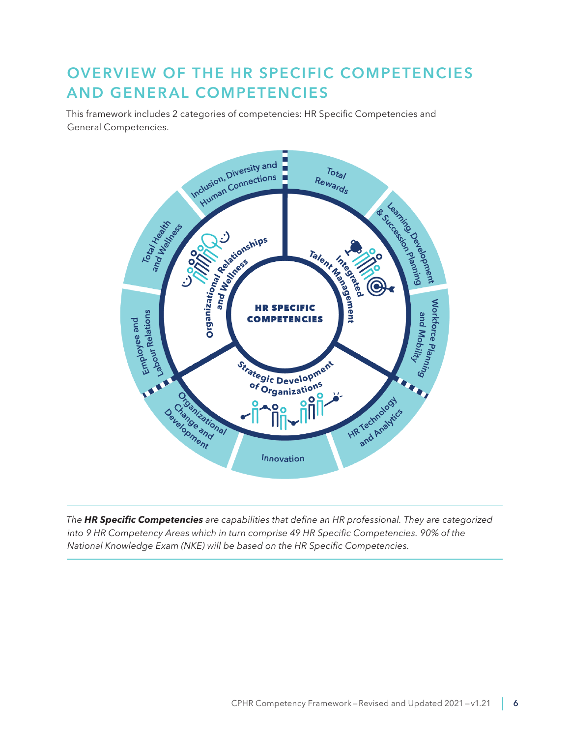## OVERVIEW OF THE HR SPECIFIC COMPETENCIES AND GENERAL COMPETENCIES

This framework includes 2 categories of competencies: HR Specific Competencies and General Competencies.

HR SPECIFIC COMPETENCIES

Organizational Relationships and Wellness

Integrated Talent Management

Strategic Development of Organizations

Inclusion, Diversity and Human Connections

Total Rewards

Learning, Development & Succession Planning

Workforce Planning and Mobility

HR Technology and Analytics

Innovation

Organizational Change and Development

Employee and Labour Relations

Total Health and Wellness

---

*The **HR Specific Competencies** are capabilities that define an HR professional. They are categorized into 9 HR Competency Areas which in turn comprise 49 HR Specific Competencies. 90% of the National Knowledge Exam (NKE) will be based on the HR Specific Competencies.*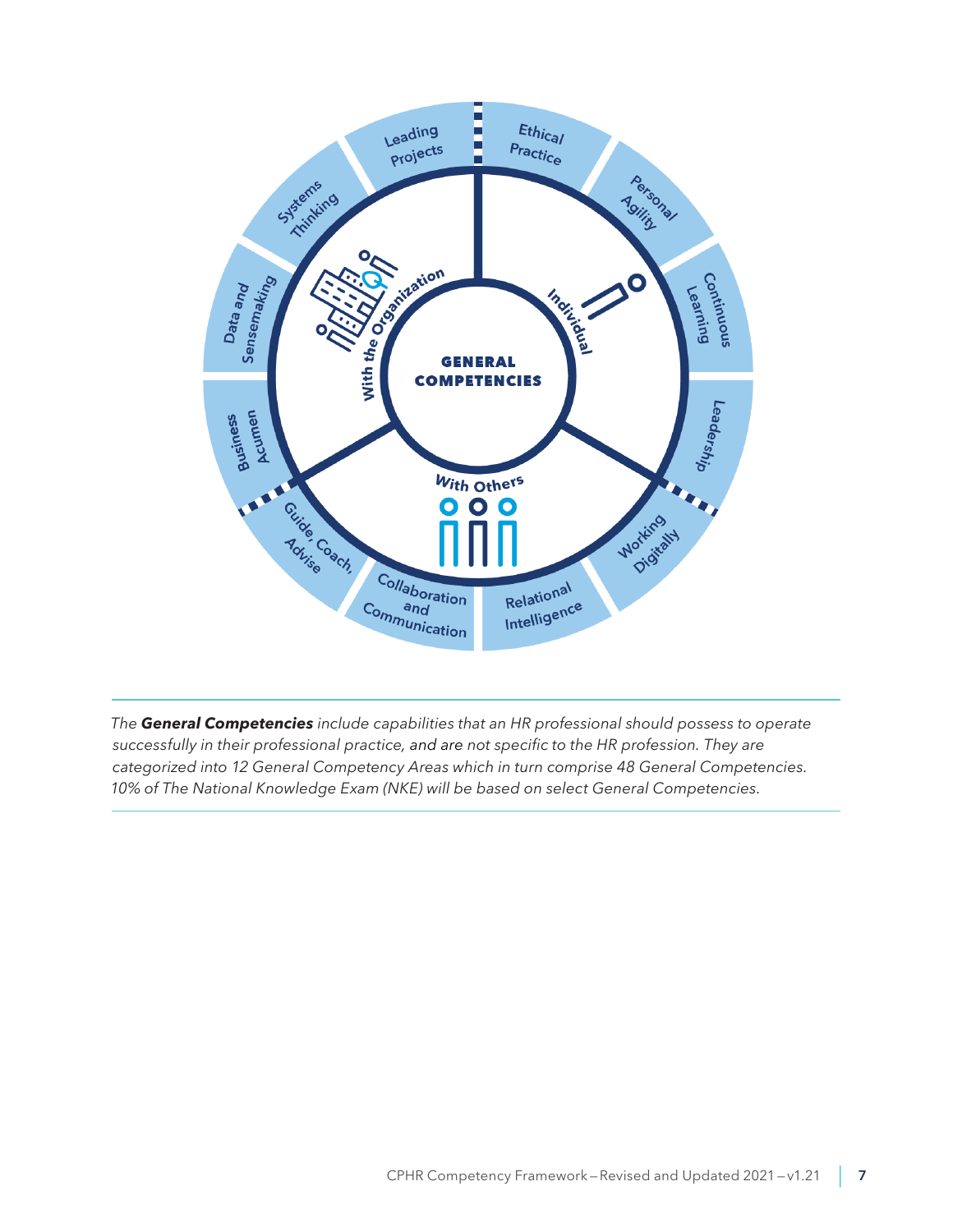GENERAL COMPETENCIES

With the Organization: Leading Projects, Systems Thinking, Data and Sensemaking, Business Acumen

Individual: Ethical Practice, Personal Agility, Continuous Learning, Leadership

With Others: Working Digitally, Relational Intelligence, Collaboration and Communication, Guide, Coach, Advise

---

*The **General Competencies** include capabilities that an HR professional should possess to operate successfully in their professional practice, and are not specific to the HR profession. They are categorized into 12 General Competency Areas which in turn comprise 48 General Competencies. 10% of The National Knowledge Exam (NKE) will be based on select General Competencies.*

---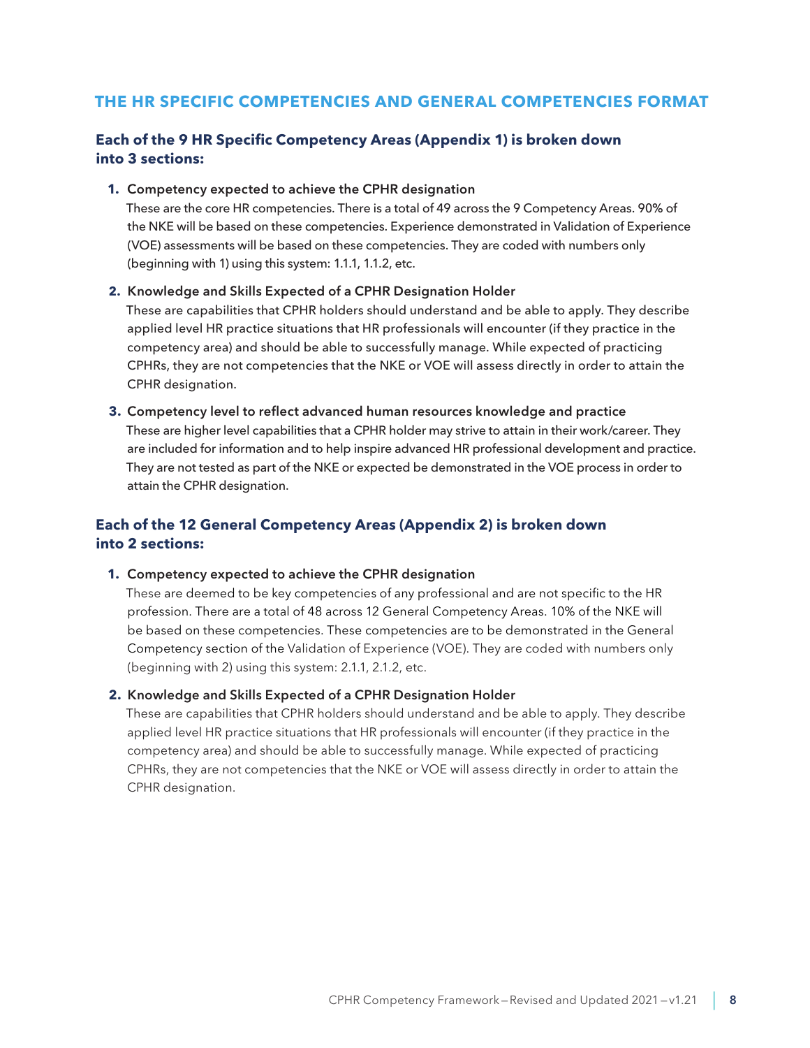## THE HR SPECIFIC COMPETENCIES AND GENERAL COMPETENCIES FORMAT

### Each of the 9 HR Specific Competency Areas (Appendix 1) is broken down into 3 sections:

1. **Competency expected to achieve the CPHR designation**
   These are the core HR competencies. There is a total of 49 across the 9 Competency Areas. 90% of the NKE will be based on these competencies. Experience demonstrated in Validation of Experience (VOE) assessments will be based on these competencies. They are coded with numbers only (beginning with 1) using this system: 1.1.1, 1.1.2, etc.

2. **Knowledge and Skills Expected of a CPHR Designation Holder**
   These are capabilities that CPHR holders should understand and be able to apply. They describe applied level HR practice situations that HR professionals will encounter (if they practice in the competency area) and should be able to successfully manage. While expected of practicing CPHRs, they are not competencies that the NKE or VOE will assess directly in order to attain the CPHR designation.

3. **Competency level to reflect advanced human resources knowledge and practice**
   These are higher level capabilities that a CPHR holder may strive to attain in their work/career. They are included for information and to help inspire advanced HR professional development and practice. They are not tested as part of the NKE or expected be demonstrated in the VOE process in order to attain the CPHR designation.

### Each of the 12 General Competency Areas (Appendix 2) is broken down into 2 sections:

1. **Competency expected to achieve the CPHR designation**
   These are deemed to be key competencies of any professional and are not specific to the HR profession. There are a total of 48 across 12 General Competency Areas. 10% of the NKE will be based on these competencies. These competencies are to be demonstrated in the General Competency section of the Validation of Experience (VOE). They are coded with numbers only (beginning with 2) using this system: 2.1.1, 2.1.2, etc.

2. **Knowledge and Skills Expected of a CPHR Designation Holder**
   These are capabilities that CPHR holders should understand and be able to apply. They describe applied level HR practice situations that HR professionals will encounter (if they practice in the competency area) and should be able to successfully manage. While expected of practicing CPHRs, they are not competencies that the NKE or VOE will assess directly in order to attain the CPHR designation.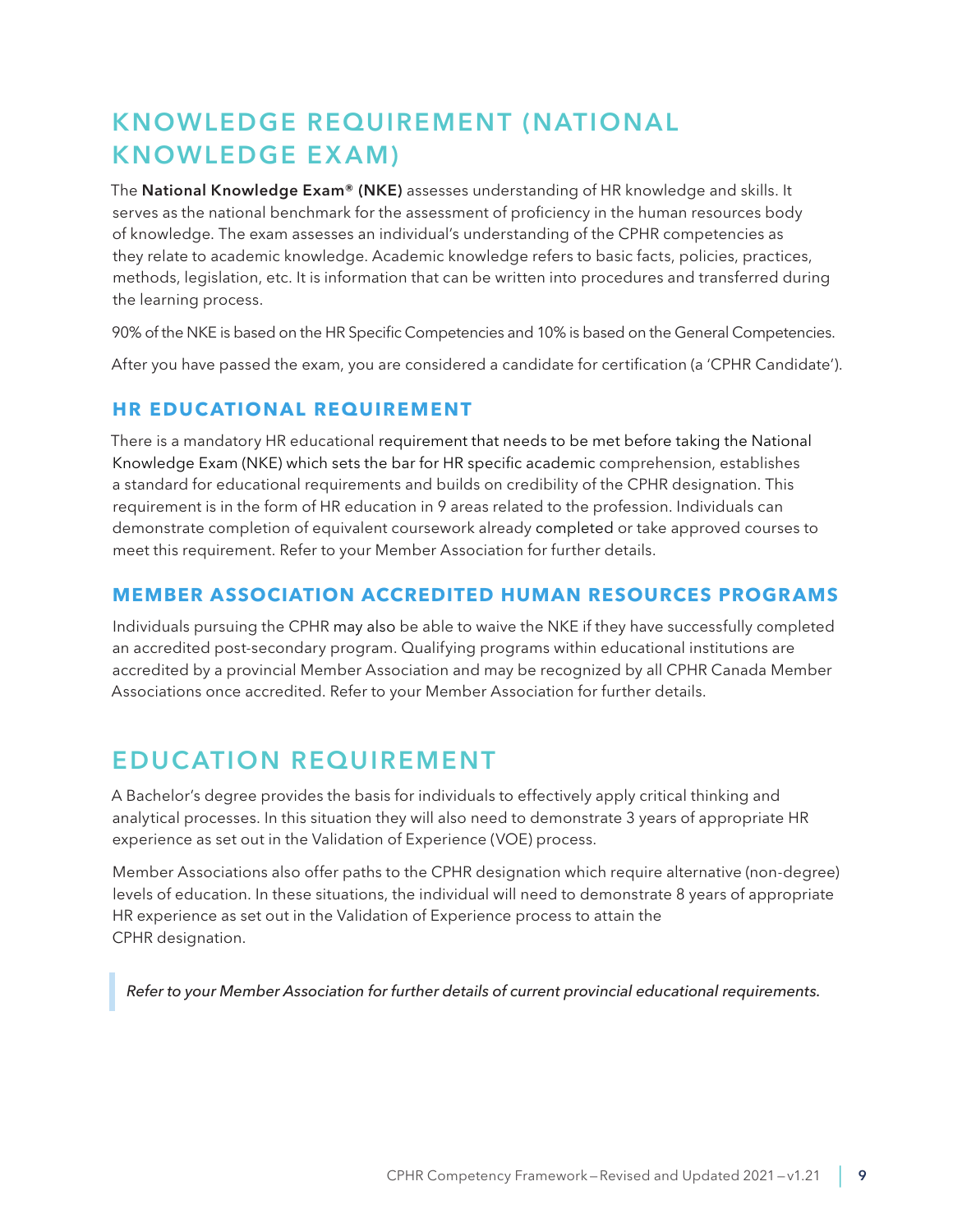## KNOWLEDGE REQUIREMENT (NATIONAL KNOWLEDGE EXAM)

The **National Knowledge Exam® (NKE)** assesses understanding of HR knowledge and skills. It serves as the national benchmark for the assessment of proficiency in the human resources body of knowledge. The exam assesses an individual's understanding of the CPHR competencies as they relate to academic knowledge. Academic knowledge refers to basic facts, policies, practices, methods, legislation, etc. It is information that can be written into procedures and transferred during the learning process.

90% of the NKE is based on the HR Specific Competencies and 10% is based on the General Competencies.

After you have passed the exam, you are considered a candidate for certification (a 'CPHR Candidate').

### HR EDUCATIONAL REQUIREMENT

There is a mandatory HR educational requirement that needs to be met before taking the National Knowledge Exam (NKE) which sets the bar for HR specific academic comprehension, establishes a standard for educational requirements and builds on credibility of the CPHR designation. This requirement is in the form of HR education in 9 areas related to the profession. Individuals can demonstrate completion of equivalent coursework already completed or take approved courses to meet this requirement. Refer to your Member Association for further details.

### MEMBER ASSOCIATION ACCREDITED HUMAN RESOURCES PROGRAMS

Individuals pursuing the CPHR may also be able to waive the NKE if they have successfully completed an accredited post-secondary program. Qualifying programs within educational institutions are accredited by a provincial Member Association and may be recognized by all CPHR Canada Member Associations once accredited. Refer to your Member Association for further details.

## EDUCATION REQUIREMENT

A Bachelor's degree provides the basis for individuals to effectively apply critical thinking and analytical processes. In this situation they will also need to demonstrate 3 years of appropriate HR experience as set out in the Validation of Experience (VOE) process.

Member Associations also offer paths to the CPHR designation which require alternative (non-degree) levels of education. In these situations, the individual will need to demonstrate 8 years of appropriate HR experience as set out in the Validation of Experience process to attain the CPHR designation.

> *Refer to your Member Association for further details of current provincial educational requirements.*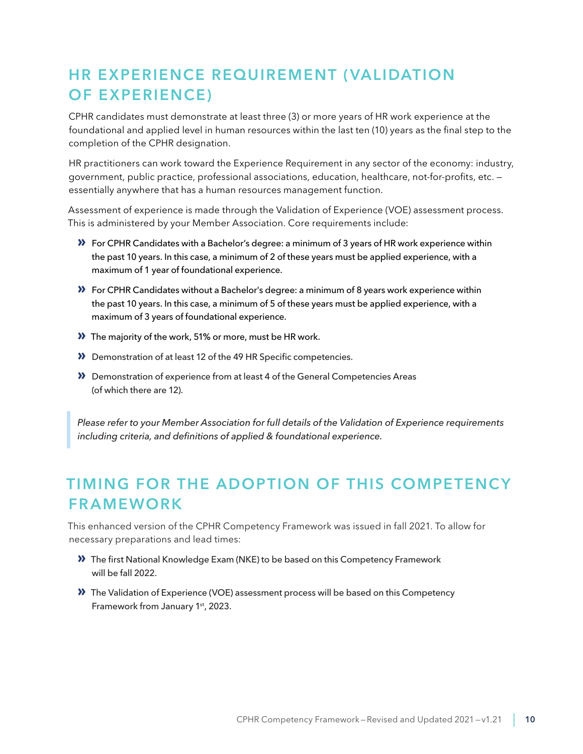## HR EXPERIENCE REQUIREMENT (VALIDATION OF EXPERIENCE)

CPHR candidates must demonstrate at least three (3) or more years of HR work experience at the foundational and applied level in human resources within the last ten (10) years as the final step to the completion of the CPHR designation.

HR practitioners can work toward the Experience Requirement in any sector of the economy: industry, government, public practice, professional associations, education, healthcare, not-for-profits, etc. — essentially anywhere that has a human resources management function.

Assessment of experience is made through the Validation of Experience (VOE) assessment process. This is administered by your Member Association. Core requirements include:

- For CPHR Candidates with a Bachelor's degree: a minimum of 3 years of HR work experience within the past 10 years. In this case, a minimum of 2 of these years must be applied experience, with a maximum of 1 year of foundational experience.
- For CPHR Candidates without a Bachelor's degree: a minimum of 8 years work experience within the past 10 years. In this case, a minimum of 5 of these years must be applied experience, with a maximum of 3 years of foundational experience.
- The majority of the work, 51% or more, must be HR work.
- Demonstration of at least 12 of the 49 HR Specific competencies.
- Demonstration of experience from at least 4 of the General Competencies Areas (of which there are 12).

> *Please refer to your Member Association for full details of the Validation of Experience requirements including criteria, and definitions of applied & foundational experience.*

## TIMING FOR THE ADOPTION OF THIS COMPETENCY FRAMEWORK

This enhanced version of the CPHR Competency Framework was issued in fall 2021. To allow for necessary preparations and lead times:

- The first National Knowledge Exam (NKE) to be based on this Competency Framework will be fall 2022.
- The Validation of Experience (VOE) assessment process will be based on this Competency Framework from January 1st, 2023.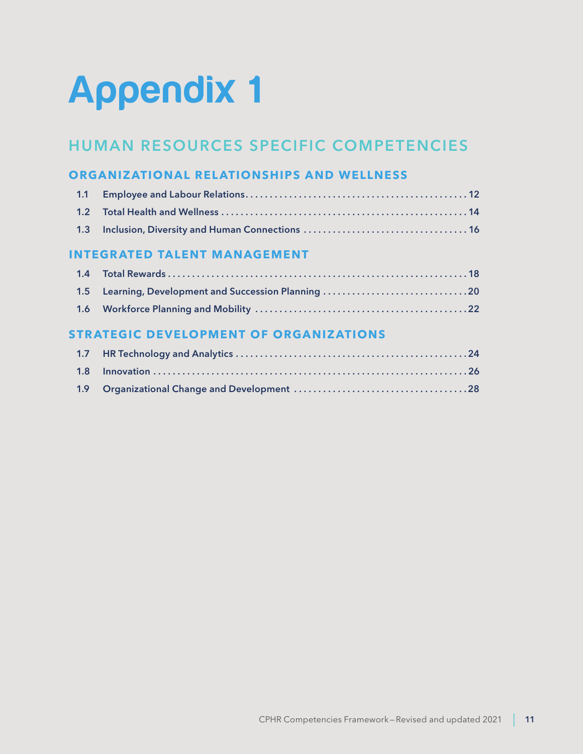# Appendix 1

## HUMAN RESOURCES SPECIFIC COMPETENCIES

### ORGANIZATIONAL RELATIONSHIPS AND WELLNESS

- **1.1 Employee and Labour Relations** .......... 12
- **1.2 Total Health and Wellness** .......... 14
- **1.3 Inclusion, Diversity and Human Connections** .......... 16

### INTEGRATED TALENT MANAGEMENT

- **1.4 Total Rewards** .......... 18
- **1.5 Learning, Development and Succession Planning** .......... 20
- **1.6 Workforce Planning and Mobility** .......... 22

### STRATEGIC DEVELOPMENT OF ORGANIZATIONS

- **1.7 HR Technology and Analytics** .......... 24
- **1.8 Innovation** .......... 26
- **1.9 Organizational Change and Development** .......... 28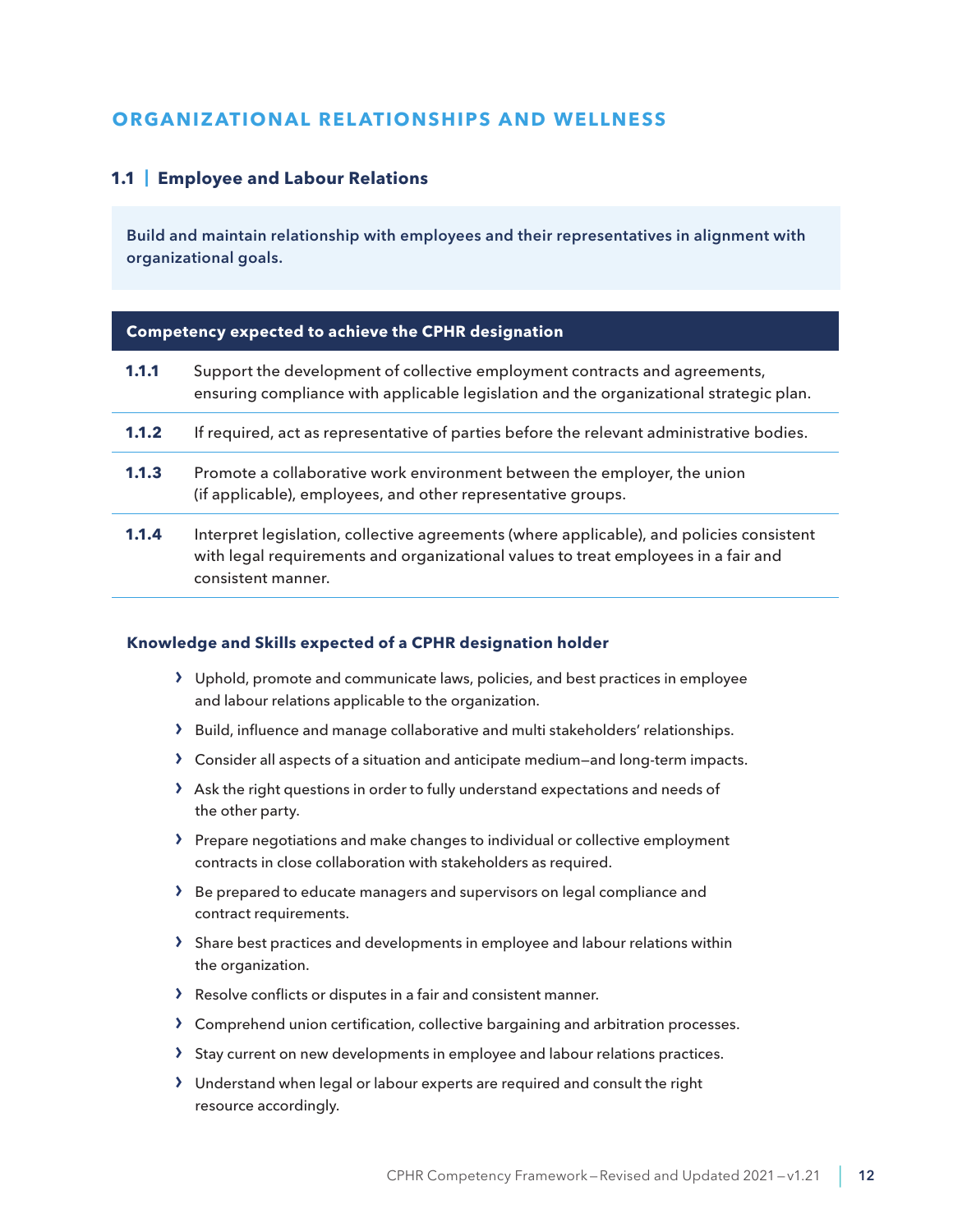## ORGANIZATIONAL RELATIONSHIPS AND WELLNESS

### 1.1 | Employee and Labour Relations

**Build and maintain relationship with employees and their representatives in alignment with organizational goals.**

| Competency expected to achieve the CPHR designation | |
|---|---|
| **1.1.1** | Support the development of collective employment contracts and agreements, ensuring compliance with applicable legislation and the organizational strategic plan. |
| **1.1.2** | If required, act as representative of parties before the relevant administrative bodies. |
| **1.1.3** | Promote a collaborative work environment between the employer, the union (if applicable), employees, and other representative groups. |
| **1.1.4** | Interpret legislation, collective agreements (where applicable), and policies consistent with legal requirements and organizational values to treat employees in a fair and consistent manner. |

**Knowledge and Skills expected of a CPHR designation holder**

- Uphold, promote and communicate laws, policies, and best practices in employee and labour relations applicable to the organization.
- Build, influence and manage collaborative and multi stakeholders' relationships.
- Consider all aspects of a situation and anticipate medium—and long-term impacts.
- Ask the right questions in order to fully understand expectations and needs of the other party.
- Prepare negotiations and make changes to individual or collective employment contracts in close collaboration with stakeholders as required.
- Be prepared to educate managers and supervisors on legal compliance and contract requirements.
- Share best practices and developments in employee and labour relations within the organization.
- Resolve conflicts or disputes in a fair and consistent manner.
- Comprehend union certification, collective bargaining and arbitration processes.
- Stay current on new developments in employee and labour relations practices.
- Understand when legal or labour experts are required and consult the right resource accordingly.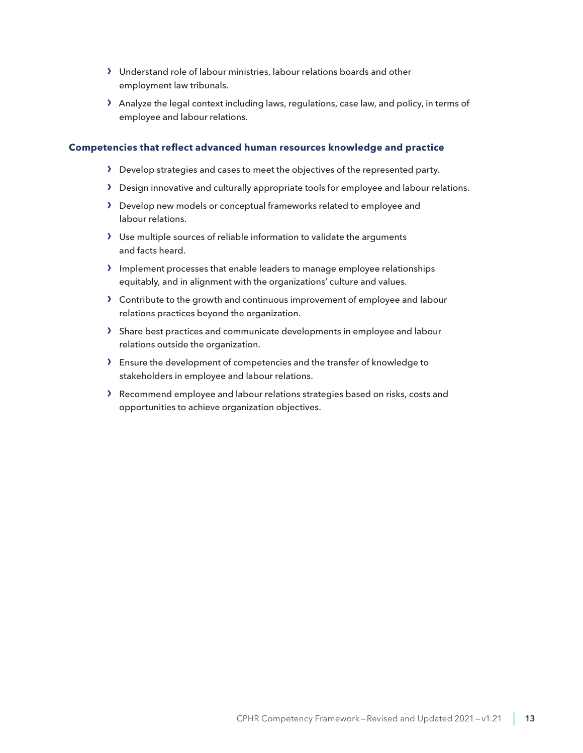- Understand role of labour ministries, labour relations boards and other employment law tribunals.
- Analyze the legal context including laws, regulations, case law, and policy, in terms of employee and labour relations.

**Competencies that reflect advanced human resources knowledge and practice**

- Develop strategies and cases to meet the objectives of the represented party.
- Design innovative and culturally appropriate tools for employee and labour relations.
- Develop new models or conceptual frameworks related to employee and labour relations.
- Use multiple sources of reliable information to validate the arguments and facts heard.
- Implement processes that enable leaders to manage employee relationships equitably, and in alignment with the organizations' culture and values.
- Contribute to the growth and continuous improvement of employee and labour relations practices beyond the organization.
- Share best practices and communicate developments in employee and labour relations outside the organization.
- Ensure the development of competencies and the transfer of knowledge to stakeholders in employee and labour relations.
- Recommend employee and labour relations strategies based on risks, costs and opportunities to achieve organization objectives.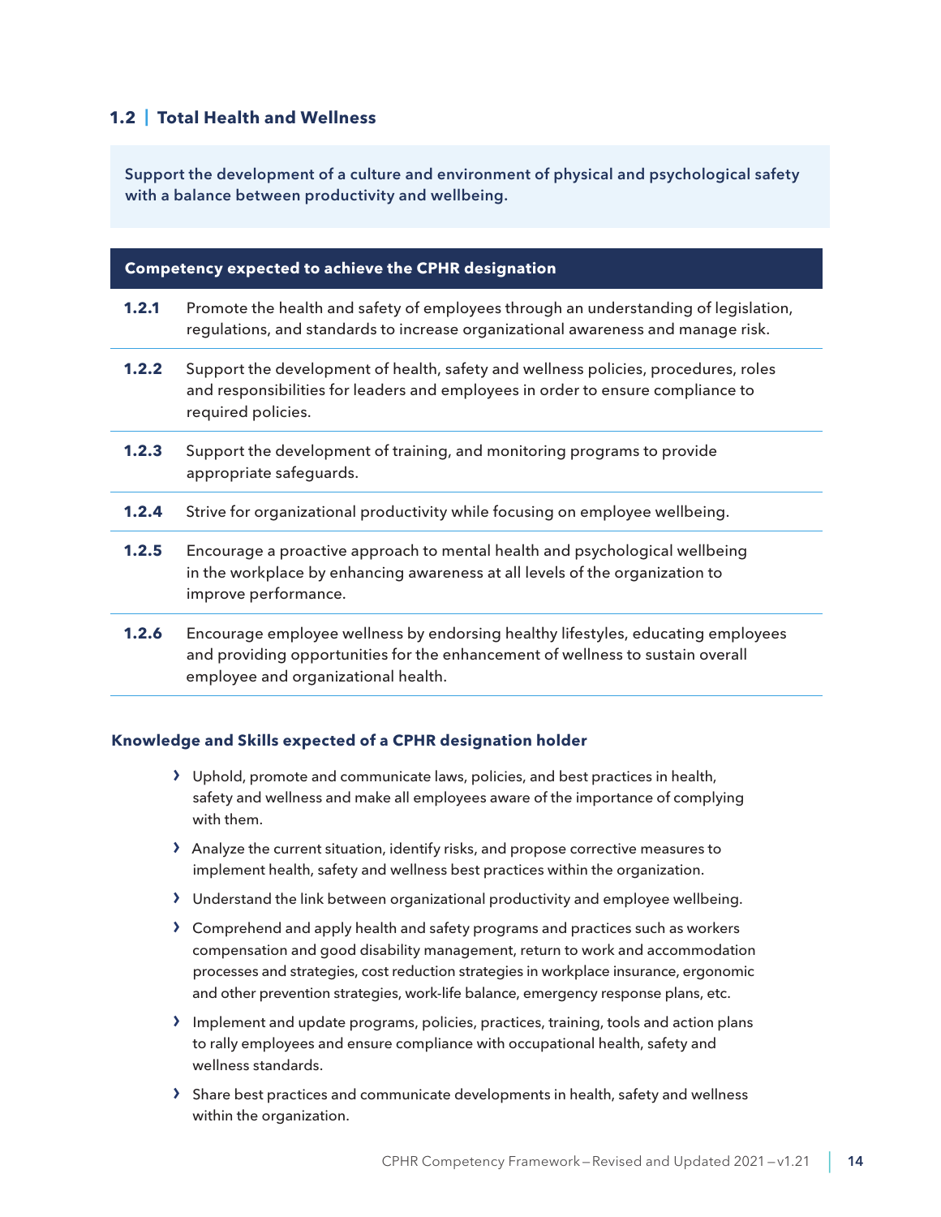## 1.2 | Total Health and Wellness

**Support the development of a culture and environment of physical and psychological safety with a balance between productivity and wellbeing.**

| Competency expected to achieve the CPHR designation | |
|---|---|
| **1.2.1** | Promote the health and safety of employees through an understanding of legislation, regulations, and standards to increase organizational awareness and manage risk. |
| **1.2.2** | Support the development of health, safety and wellness policies, procedures, roles and responsibilities for leaders and employees in order to ensure compliance to required policies. |
| **1.2.3** | Support the development of training, and monitoring programs to provide appropriate safeguards. |
| **1.2.4** | Strive for organizational productivity while focusing on employee wellbeing. |
| **1.2.5** | Encourage a proactive approach to mental health and psychological wellbeing in the workplace by enhancing awareness at all levels of the organization to improve performance. |
| **1.2.6** | Encourage employee wellness by endorsing healthy lifestyles, educating employees and providing opportunities for the enhancement of wellness to sustain overall employee and organizational health. |

### Knowledge and Skills expected of a CPHR designation holder

- Uphold, promote and communicate laws, policies, and best practices in health, safety and wellness and make all employees aware of the importance of complying with them.
- Analyze the current situation, identify risks, and propose corrective measures to implement health, safety and wellness best practices within the organization.
- Understand the link between organizational productivity and employee wellbeing.
- Comprehend and apply health and safety programs and practices such as workers compensation and good disability management, return to work and accommodation processes and strategies, cost reduction strategies in workplace insurance, ergonomic and other prevention strategies, work-life balance, emergency response plans, etc.
- Implement and update programs, policies, practices, training, tools and action plans to rally employees and ensure compliance with occupational health, safety and wellness standards.
- Share best practices and communicate developments in health, safety and wellness within the organization.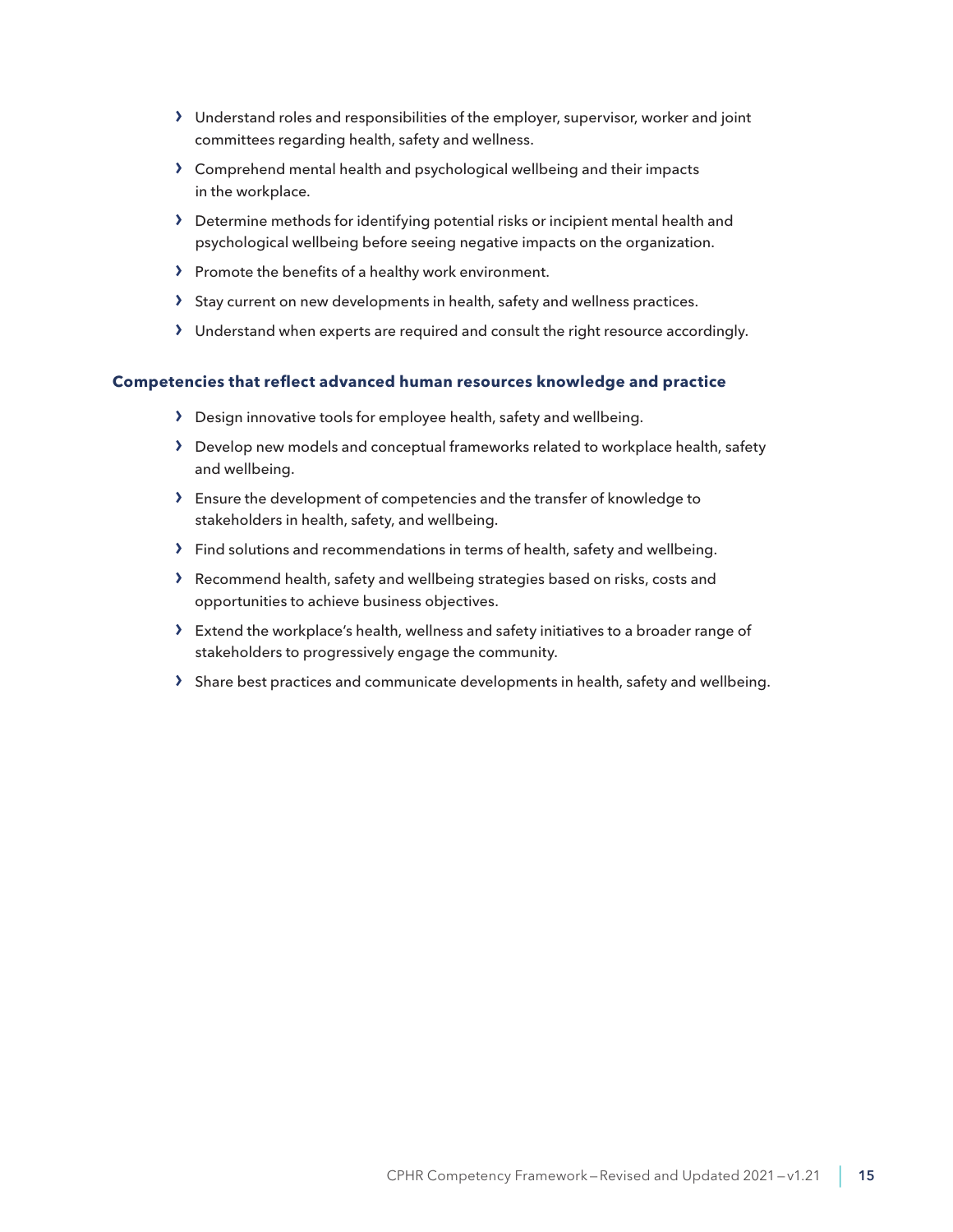- Understand roles and responsibilities of the employer, supervisor, worker and joint committees regarding health, safety and wellness.
- Comprehend mental health and psychological wellbeing and their impacts in the workplace.
- Determine methods for identifying potential risks or incipient mental health and psychological wellbeing before seeing negative impacts on the organization.
- Promote the benefits of a healthy work environment.
- Stay current on new developments in health, safety and wellness practices.
- Understand when experts are required and consult the right resource accordingly.

### Competencies that reflect advanced human resources knowledge and practice

- Design innovative tools for employee health, safety and wellbeing.
- Develop new models and conceptual frameworks related to workplace health, safety and wellbeing.
- Ensure the development of competencies and the transfer of knowledge to stakeholders in health, safety, and wellbeing.
- Find solutions and recommendations in terms of health, safety and wellbeing.
- Recommend health, safety and wellbeing strategies based on risks, costs and opportunities to achieve business objectives.
- Extend the workplace's health, wellness and safety initiatives to a broader range of stakeholders to progressively engage the community.
- Share best practices and communicate developments in health, safety and wellbeing.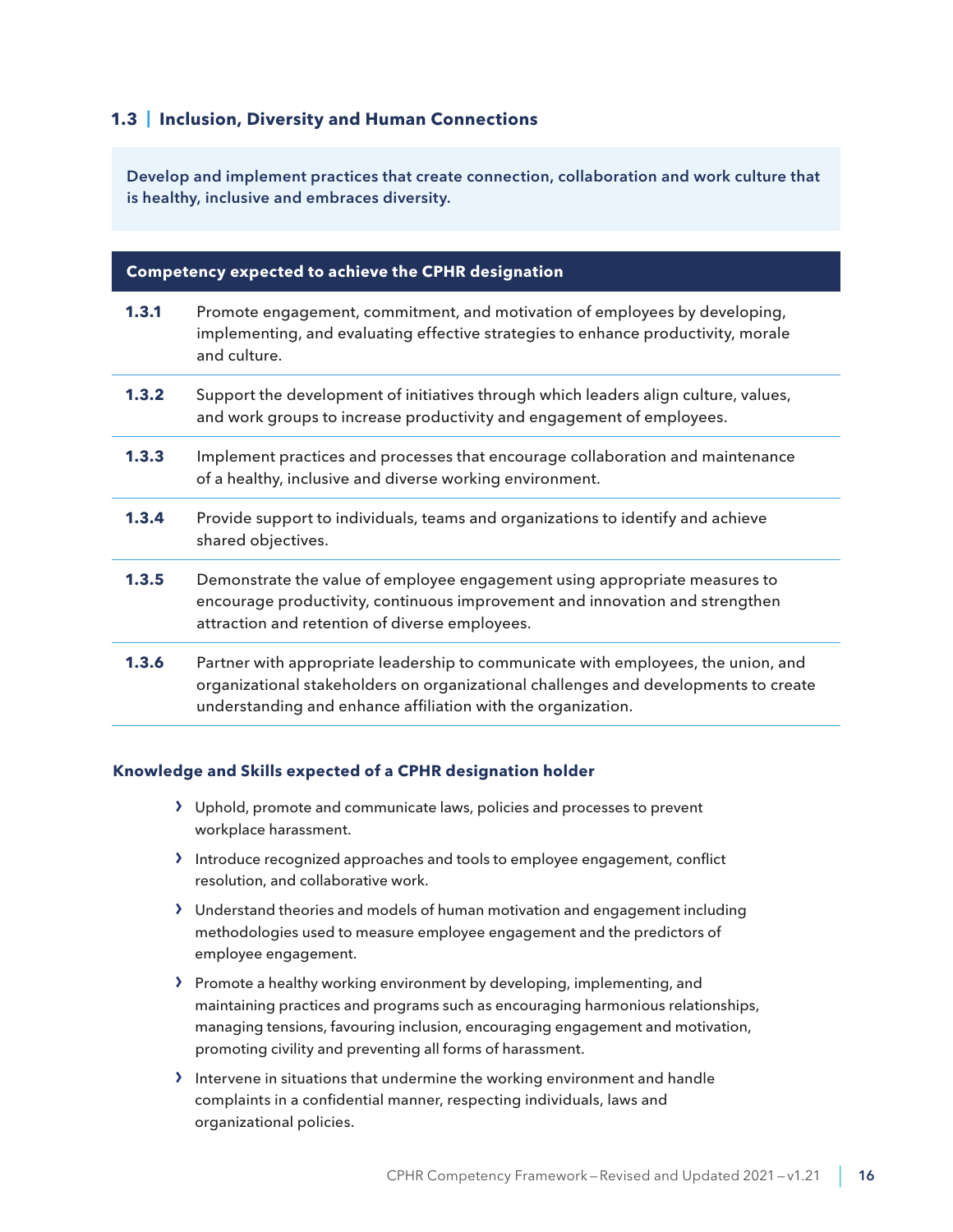### 1.3 | Inclusion, Diversity and Human Connections

**Develop and implement practices that create connection, collaboration and work culture that is healthy, inclusive and embraces diversity.**

| Competency expected to achieve the CPHR designation | |
|---|---|
| **1.3.1** | Promote engagement, commitment, and motivation of employees by developing, implementing, and evaluating effective strategies to enhance productivity, morale and culture. |
| **1.3.2** | Support the development of initiatives through which leaders align culture, values, and work groups to increase productivity and engagement of employees. |
| **1.3.3** | Implement practices and processes that encourage collaboration and maintenance of a healthy, inclusive and diverse working environment. |
| **1.3.4** | Provide support to individuals, teams and organizations to identify and achieve shared objectives. |
| **1.3.5** | Demonstrate the value of employee engagement using appropriate measures to encourage productivity, continuous improvement and innovation and strengthen attraction and retention of diverse employees. |
| **1.3.6** | Partner with appropriate leadership to communicate with employees, the union, and organizational stakeholders on organizational challenges and developments to create understanding and enhance affiliation with the organization. |

#### Knowledge and Skills expected of a CPHR designation holder

- Uphold, promote and communicate laws, policies and processes to prevent workplace harassment.
- Introduce recognized approaches and tools to employee engagement, conflict resolution, and collaborative work.
- Understand theories and models of human motivation and engagement including methodologies used to measure employee engagement and the predictors of employee engagement.
- Promote a healthy working environment by developing, implementing, and maintaining practices and programs such as encouraging harmonious relationships, managing tensions, favouring inclusion, encouraging engagement and motivation, promoting civility and preventing all forms of harassment.
- Intervene in situations that undermine the working environment and handle complaints in a confidential manner, respecting individuals, laws and organizational policies.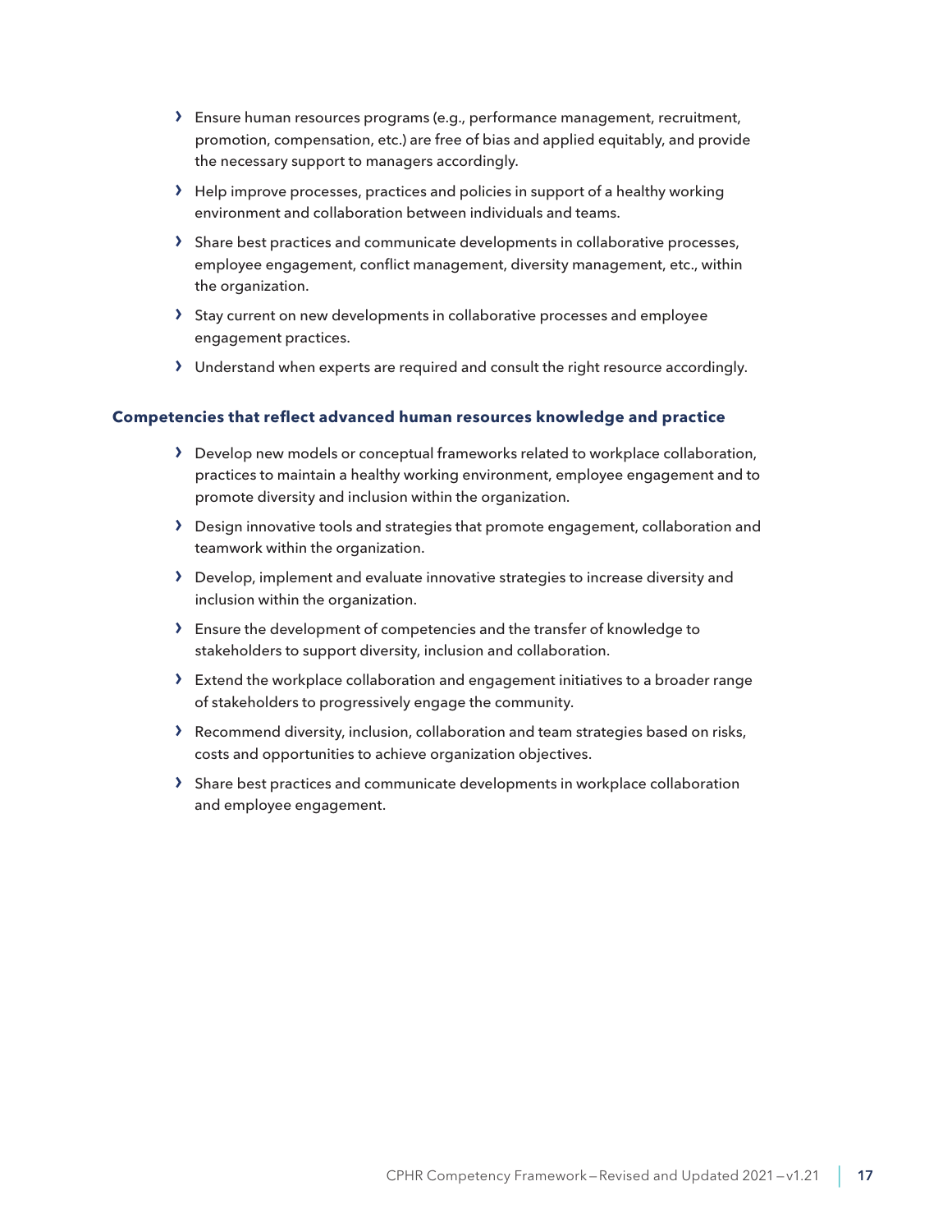- Ensure human resources programs (e.g., performance management, recruitment, promotion, compensation, etc.) are free of bias and applied equitably, and provide the necessary support to managers accordingly.
- Help improve processes, practices and policies in support of a healthy working environment and collaboration between individuals and teams.
- Share best practices and communicate developments in collaborative processes, employee engagement, conflict management, diversity management, etc., within the organization.
- Stay current on new developments in collaborative processes and employee engagement practices.
- Understand when experts are required and consult the right resource accordingly.

### Competencies that reflect advanced human resources knowledge and practice

- Develop new models or conceptual frameworks related to workplace collaboration, practices to maintain a healthy working environment, employee engagement and to promote diversity and inclusion within the organization.
- Design innovative tools and strategies that promote engagement, collaboration and teamwork within the organization.
- Develop, implement and evaluate innovative strategies to increase diversity and inclusion within the organization.
- Ensure the development of competencies and the transfer of knowledge to stakeholders to support diversity, inclusion and collaboration.
- Extend the workplace collaboration and engagement initiatives to a broader range of stakeholders to progressively engage the community.
- Recommend diversity, inclusion, collaboration and team strategies based on risks, costs and opportunities to achieve organization objectives.
- Share best practices and communicate developments in workplace collaboration and employee engagement.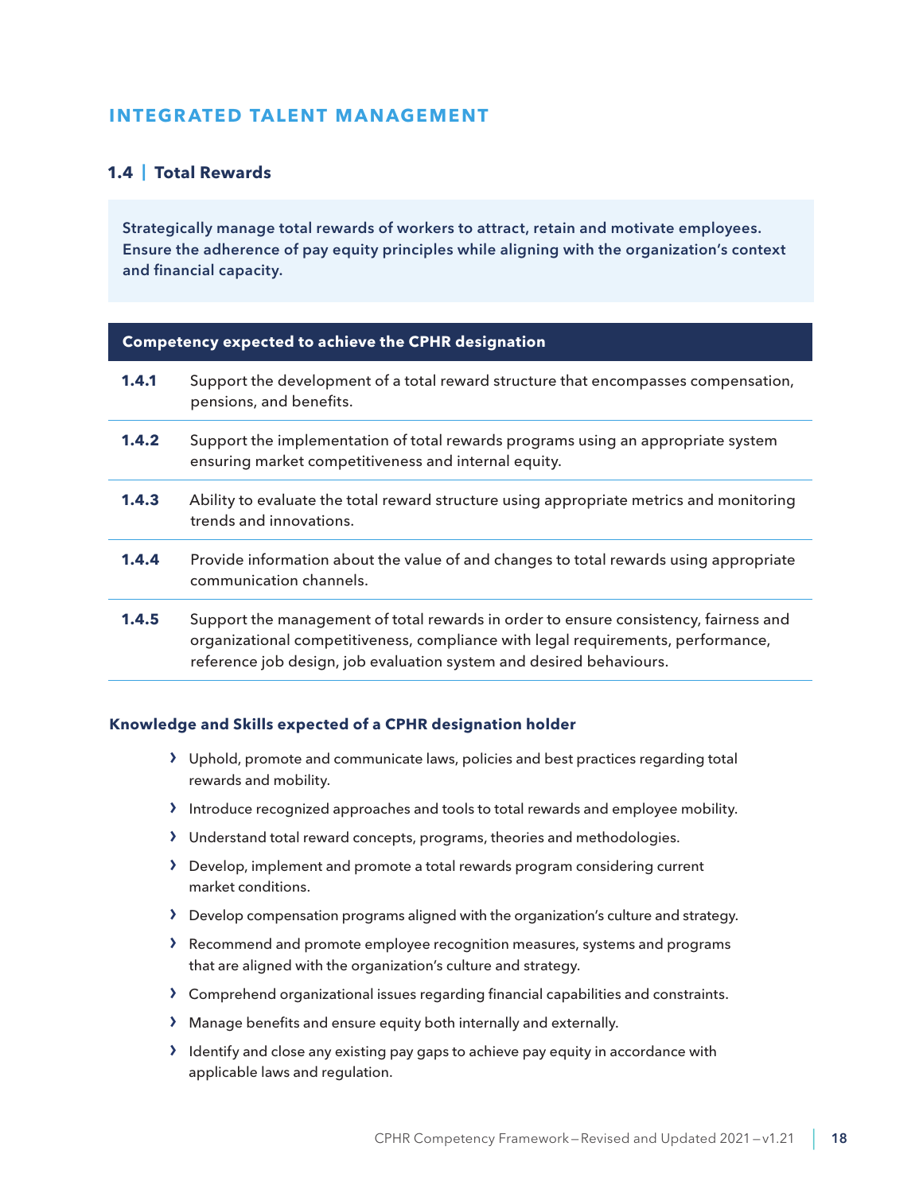## INTEGRATED TALENT MANAGEMENT

### 1.4 | Total Rewards

**Strategically manage total rewards of workers to attract, retain and motivate employees. Ensure the adherence of pay equity principles while aligning with the organization's context and financial capacity.**

| Competency expected to achieve the CPHR designation | |
|---|---|
| **1.4.1** | Support the development of a total reward structure that encompasses compensation, pensions, and benefits. |
| **1.4.2** | Support the implementation of total rewards programs using an appropriate system ensuring market competitiveness and internal equity. |
| **1.4.3** | Ability to evaluate the total reward structure using appropriate metrics and monitoring trends and innovations. |
| **1.4.4** | Provide information about the value of and changes to total rewards using appropriate communication channels. |
| **1.4.5** | Support the management of total rewards in order to ensure consistency, fairness and organizational competitiveness, compliance with legal requirements, performance, reference job design, job evaluation system and desired behaviours. |

#### Knowledge and Skills expected of a CPHR designation holder

- Uphold, promote and communicate laws, policies and best practices regarding total rewards and mobility.
- Introduce recognized approaches and tools to total rewards and employee mobility.
- Understand total reward concepts, programs, theories and methodologies.
- Develop, implement and promote a total rewards program considering current market conditions.
- Develop compensation programs aligned with the organization's culture and strategy.
- Recommend and promote employee recognition measures, systems and programs that are aligned with the organization's culture and strategy.
- Comprehend organizational issues regarding financial capabilities and constraints.
- Manage benefits and ensure equity both internally and externally.
- Identify and close any existing pay gaps to achieve pay equity in accordance with applicable laws and regulation.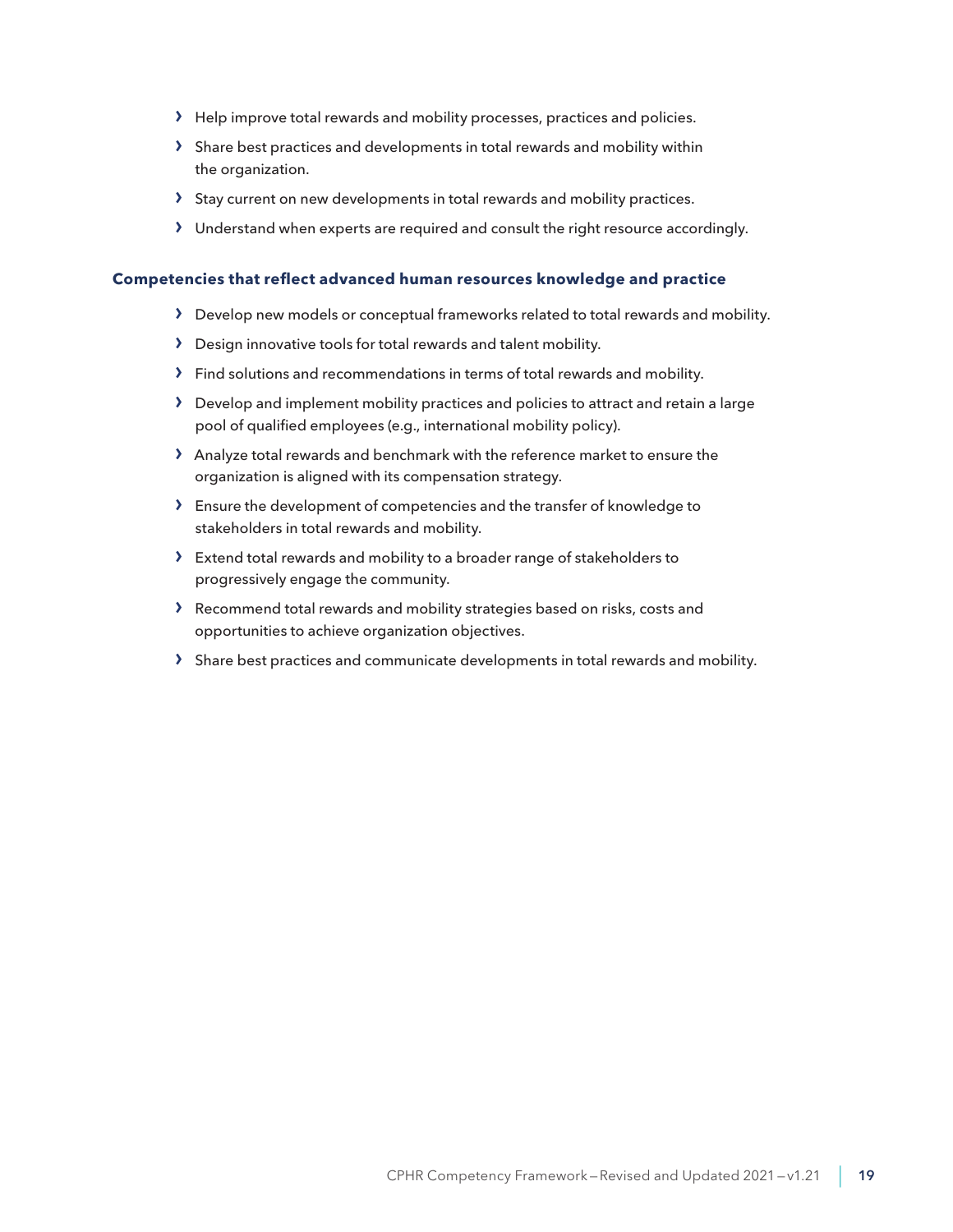- Help improve total rewards and mobility processes, practices and policies.
- Share best practices and developments in total rewards and mobility within the organization.
- Stay current on new developments in total rewards and mobility practices.
- Understand when experts are required and consult the right resource accordingly.

**Competencies that reflect advanced human resources knowledge and practice**

- Develop new models or conceptual frameworks related to total rewards and mobility.
- Design innovative tools for total rewards and talent mobility.
- Find solutions and recommendations in terms of total rewards and mobility.
- Develop and implement mobility practices and policies to attract and retain a large pool of qualified employees (e.g., international mobility policy).
- Analyze total rewards and benchmark with the reference market to ensure the organization is aligned with its compensation strategy.
- Ensure the development of competencies and the transfer of knowledge to stakeholders in total rewards and mobility.
- Extend total rewards and mobility to a broader range of stakeholders to progressively engage the community.
- Recommend total rewards and mobility strategies based on risks, costs and opportunities to achieve organization objectives.
- Share best practices and communicate developments in total rewards and mobility.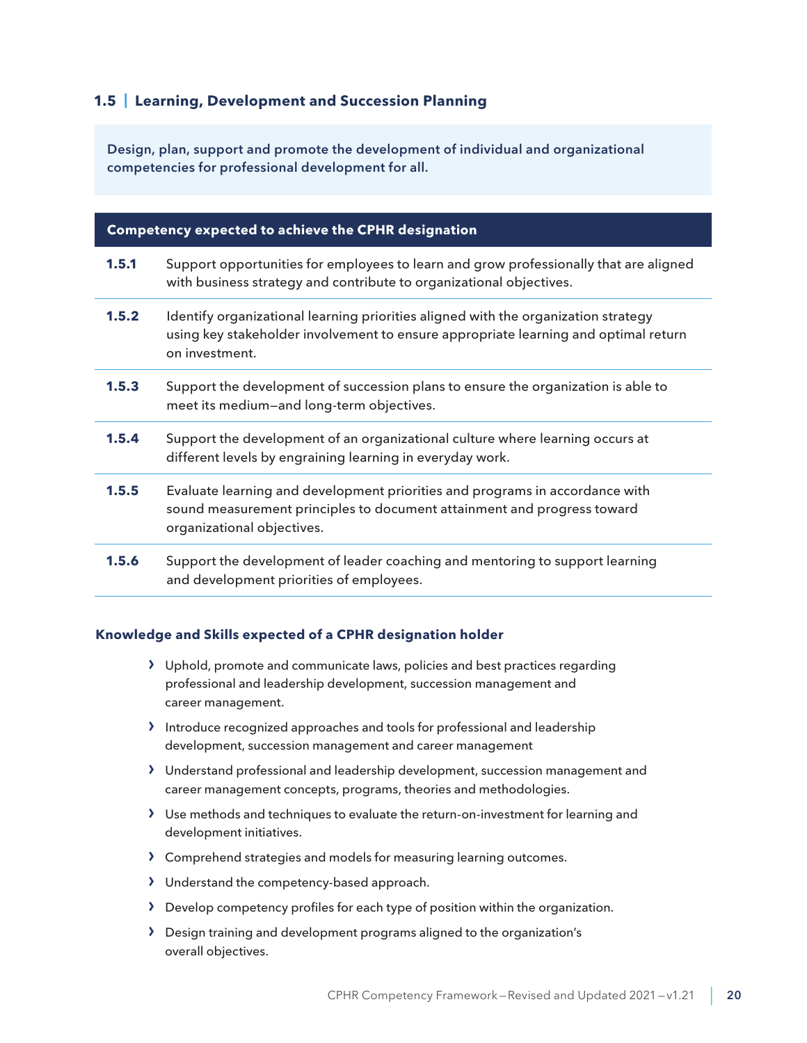## 1.5 | Learning, Development and Succession Planning

**Design, plan, support and promote the development of individual and organizational competencies for professional development for all.**

| Competency expected to achieve the CPHR designation | |
|---|---|
| **1.5.1** | Support opportunities for employees to learn and grow professionally that are aligned with business strategy and contribute to organizational objectives. |
| **1.5.2** | Identify organizational learning priorities aligned with the organization strategy using key stakeholder involvement to ensure appropriate learning and optimal return on investment. |
| **1.5.3** | Support the development of succession plans to ensure the organization is able to meet its medium—and long-term objectives. |
| **1.5.4** | Support the development of an organizational culture where learning occurs at different levels by engraining learning in everyday work. |
| **1.5.5** | Evaluate learning and development priorities and programs in accordance with sound measurement principles to document attainment and progress toward organizational objectives. |
| **1.5.6** | Support the development of leader coaching and mentoring to support learning and development priorities of employees. |

### Knowledge and Skills expected of a CPHR designation holder

- Uphold, promote and communicate laws, policies and best practices regarding professional and leadership development, succession management and career management.
- Introduce recognized approaches and tools for professional and leadership development, succession management and career management
- Understand professional and leadership development, succession management and career management concepts, programs, theories and methodologies.
- Use methods and techniques to evaluate the return-on-investment for learning and development initiatives.
- Comprehend strategies and models for measuring learning outcomes.
- Understand the competency-based approach.
- Develop competency profiles for each type of position within the organization.
- Design training and development programs aligned to the organization's overall objectives.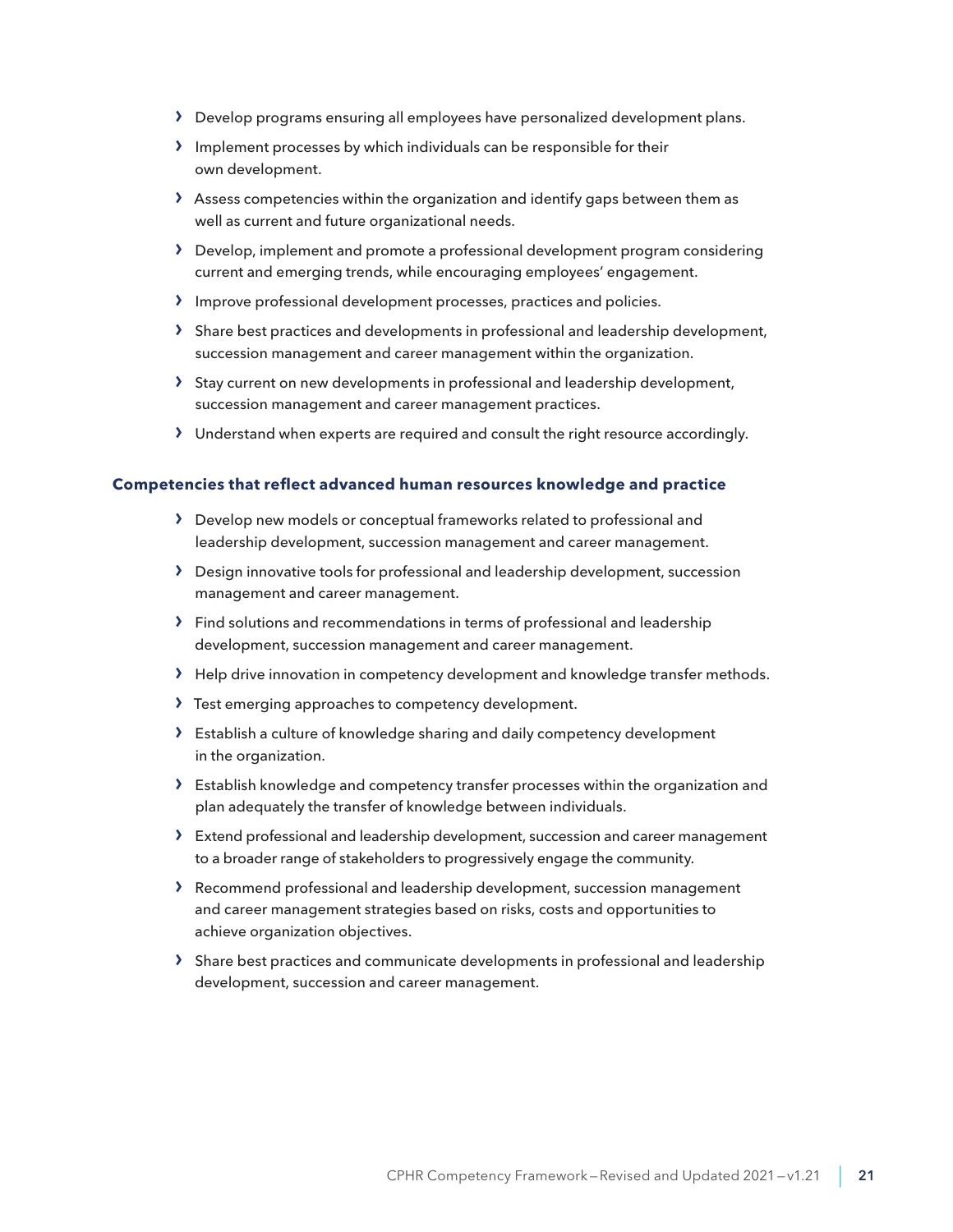- Develop programs ensuring all employees have personalized development plans.
- Implement processes by which individuals can be responsible for their own development.
- Assess competencies within the organization and identify gaps between them as well as current and future organizational needs.
- Develop, implement and promote a professional development program considering current and emerging trends, while encouraging employees' engagement.
- Improve professional development processes, practices and policies.
- Share best practices and developments in professional and leadership development, succession management and career management within the organization.
- Stay current on new developments in professional and leadership development, succession management and career management practices.
- Understand when experts are required and consult the right resource accordingly.

**Competencies that reflect advanced human resources knowledge and practice**

- Develop new models or conceptual frameworks related to professional and leadership development, succession management and career management.
- Design innovative tools for professional and leadership development, succession management and career management.
- Find solutions and recommendations in terms of professional and leadership development, succession management and career management.
- Help drive innovation in competency development and knowledge transfer methods.
- Test emerging approaches to competency development.
- Establish a culture of knowledge sharing and daily competency development in the organization.
- Establish knowledge and competency transfer processes within the organization and plan adequately the transfer of knowledge between individuals.
- Extend professional and leadership development, succession and career management to a broader range of stakeholders to progressively engage the community.
- Recommend professional and leadership development, succession management and career management strategies based on risks, costs and opportunities to achieve organization objectives.
- Share best practices and communicate developments in professional and leadership development, succession and career management.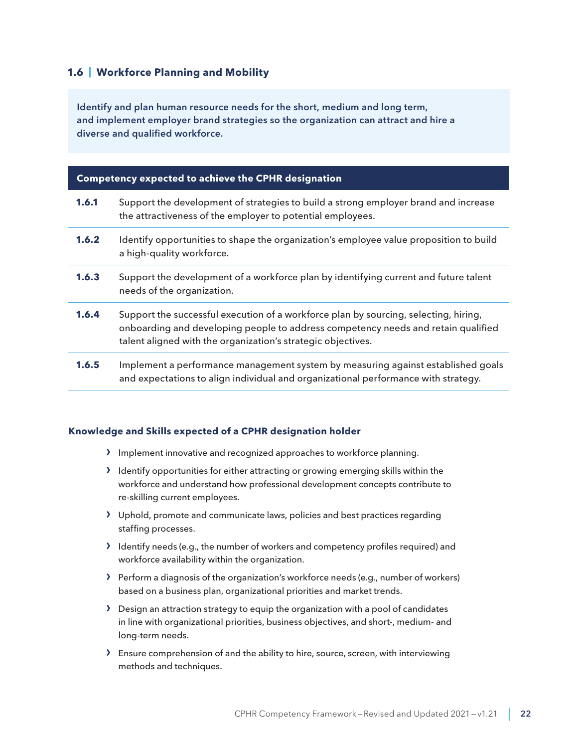## 1.6 | Workforce Planning and Mobility

**Identify and plan human resource needs for the short, medium and long term, and implement employer brand strategies so the organization can attract and hire a diverse and qualified workforce.**

| Competency expected to achieve the CPHR designation | |
|---|---|
| **1.6.1** | Support the development of strategies to build a strong employer brand and increase the attractiveness of the employer to potential employees. |
| **1.6.2** | Identify opportunities to shape the organization's employee value proposition to build a high-quality workforce. |
| **1.6.3** | Support the development of a workforce plan by identifying current and future talent needs of the organization. |
| **1.6.4** | Support the successful execution of a workforce plan by sourcing, selecting, hiring, onboarding and developing people to address competency needs and retain qualified talent aligned with the organization's strategic objectives. |
| **1.6.5** | Implement a performance management system by measuring against established goals and expectations to align individual and organizational performance with strategy. |

### Knowledge and Skills expected of a CPHR designation holder

- Implement innovative and recognized approaches to workforce planning.
- Identify opportunities for either attracting or growing emerging skills within the workforce and understand how professional development concepts contribute to re-skilling current employees.
- Uphold, promote and communicate laws, policies and best practices regarding staffing processes.
- Identify needs (e.g., the number of workers and competency profiles required) and workforce availability within the organization.
- Perform a diagnosis of the organization's workforce needs (e.g., number of workers) based on a business plan, organizational priorities and market trends.
- Design an attraction strategy to equip the organization with a pool of candidates in line with organizational priorities, business objectives, and short-, medium- and long-term needs.
- Ensure comprehension of and the ability to hire, source, screen, with interviewing methods and techniques.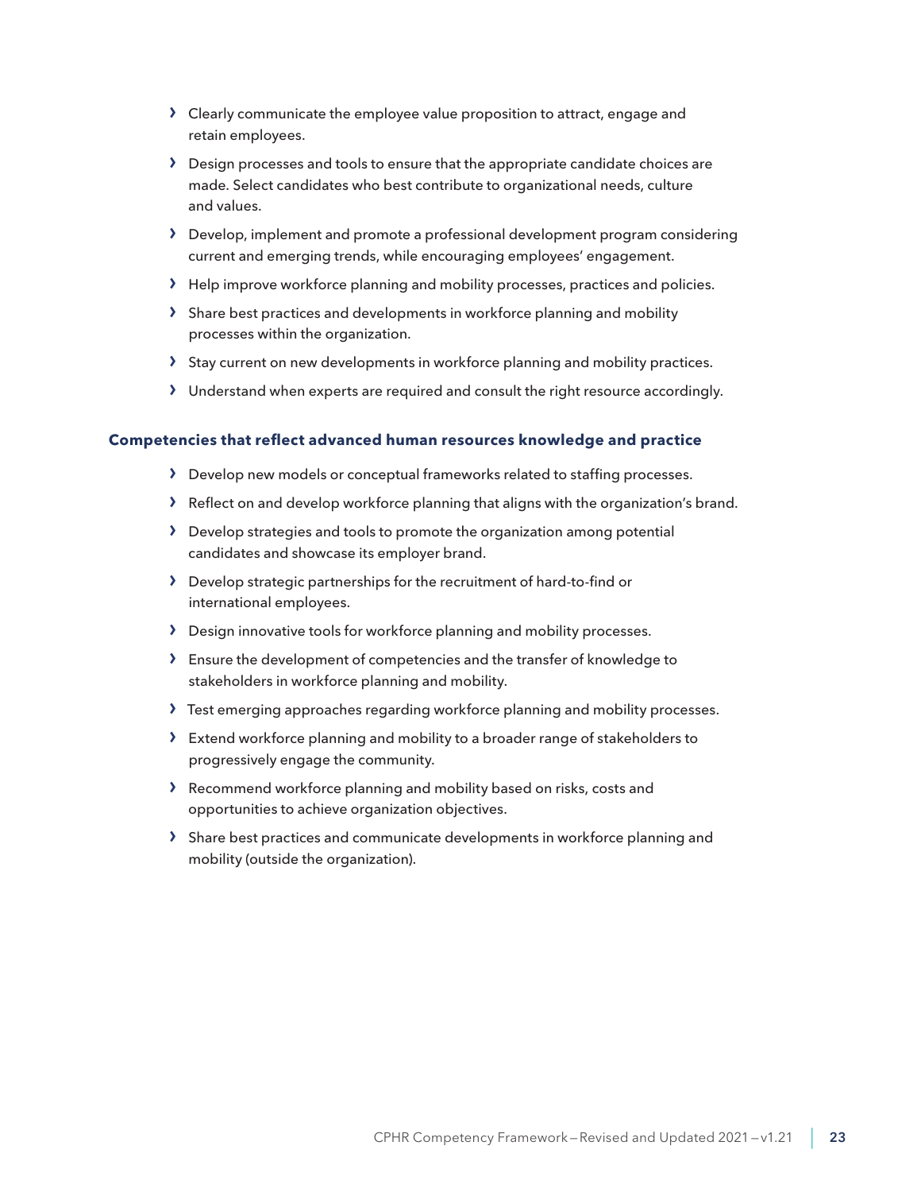- Clearly communicate the employee value proposition to attract, engage and retain employees.
- Design processes and tools to ensure that the appropriate candidate choices are made. Select candidates who best contribute to organizational needs, culture and values.
- Develop, implement and promote a professional development program considering current and emerging trends, while encouraging employees' engagement.
- Help improve workforce planning and mobility processes, practices and policies.
- Share best practices and developments in workforce planning and mobility processes within the organization.
- Stay current on new developments in workforce planning and mobility practices.
- Understand when experts are required and consult the right resource accordingly.

#### Competencies that reflect advanced human resources knowledge and practice

- Develop new models or conceptual frameworks related to staffing processes.
- Reflect on and develop workforce planning that aligns with the organization's brand.
- Develop strategies and tools to promote the organization among potential candidates and showcase its employer brand.
- Develop strategic partnerships for the recruitment of hard-to-find or international employees.
- Design innovative tools for workforce planning and mobility processes.
- Ensure the development of competencies and the transfer of knowledge to stakeholders in workforce planning and mobility.
- Test emerging approaches regarding workforce planning and mobility processes.
- Extend workforce planning and mobility to a broader range of stakeholders to progressively engage the community.
- Recommend workforce planning and mobility based on risks, costs and opportunities to achieve organization objectives.
- Share best practices and communicate developments in workforce planning and mobility (outside the organization).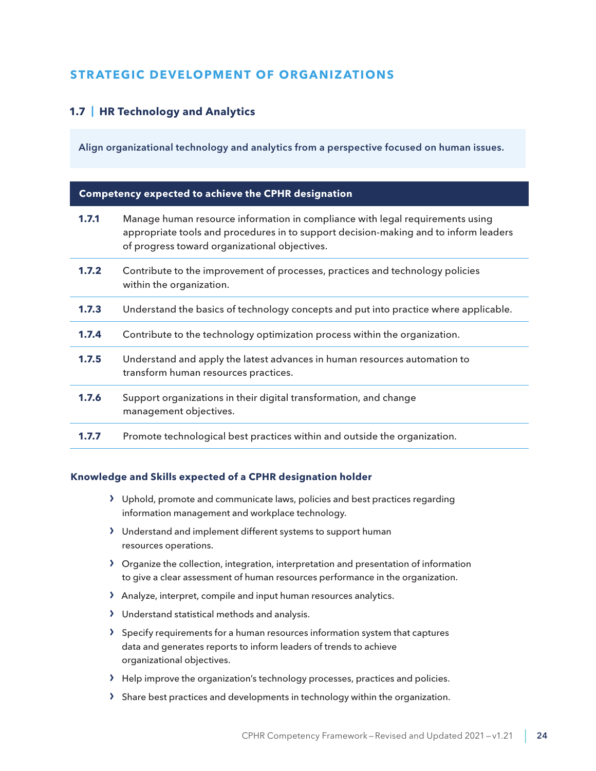## STRATEGIC DEVELOPMENT OF ORGANIZATIONS

### 1.7 | HR Technology and Analytics

**Align organizational technology and analytics from a perspective focused on human issues.**

| Competency expected to achieve the CPHR designation | |
|---|---|
| **1.7.1** | Manage human resource information in compliance with legal requirements using appropriate tools and procedures in to support decision-making and to inform leaders of progress toward organizational objectives. |
| **1.7.2** | Contribute to the improvement of processes, practices and technology policies within the organization. |
| **1.7.3** | Understand the basics of technology concepts and put into practice where applicable. |
| **1.7.4** | Contribute to the technology optimization process within the organization. |
| **1.7.5** | Understand and apply the latest advances in human resources automation to transform human resources practices. |
| **1.7.6** | Support organizations in their digital transformation, and change management objectives. |
| **1.7.7** | Promote technological best practices within and outside the organization. |

#### Knowledge and Skills expected of a CPHR designation holder

- Uphold, promote and communicate laws, policies and best practices regarding information management and workplace technology.
- Understand and implement different systems to support human resources operations.
- Organize the collection, integration, interpretation and presentation of information to give a clear assessment of human resources performance in the organization.
- Analyze, interpret, compile and input human resources analytics.
- Understand statistical methods and analysis.
- Specify requirements for a human resources information system that captures data and generates reports to inform leaders of trends to achieve organizational objectives.
- Help improve the organization's technology processes, practices and policies.
- Share best practices and developments in technology within the organization.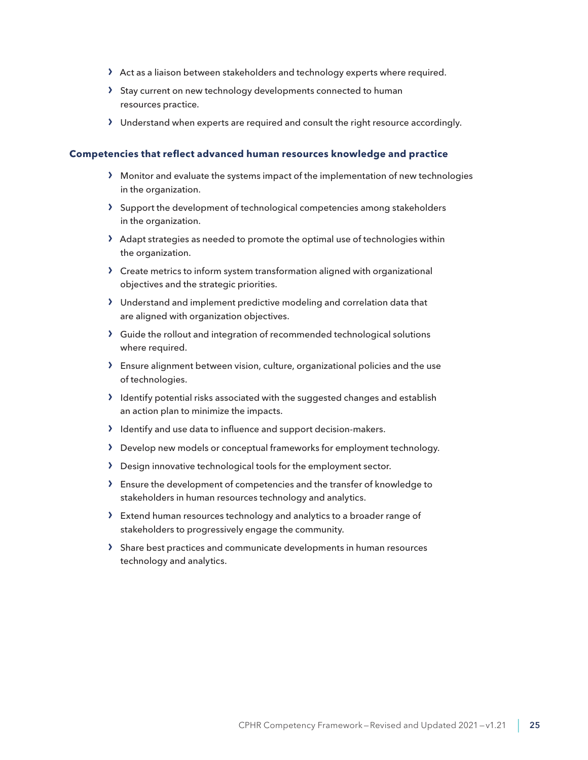- Act as a liaison between stakeholders and technology experts where required.
- Stay current on new technology developments connected to human resources practice.
- Understand when experts are required and consult the right resource accordingly.

**Competencies that reflect advanced human resources knowledge and practice**

- Monitor and evaluate the systems impact of the implementation of new technologies in the organization.
- Support the development of technological competencies among stakeholders in the organization.
- Adapt strategies as needed to promote the optimal use of technologies within the organization.
- Create metrics to inform system transformation aligned with organizational objectives and the strategic priorities.
- Understand and implement predictive modeling and correlation data that are aligned with organization objectives.
- Guide the rollout and integration of recommended technological solutions where required.
- Ensure alignment between vision, culture, organizational policies and the use of technologies.
- Identify potential risks associated with the suggested changes and establish an action plan to minimize the impacts.
- Identify and use data to influence and support decision-makers.
- Develop new models or conceptual frameworks for employment technology.
- Design innovative technological tools for the employment sector.
- Ensure the development of competencies and the transfer of knowledge to stakeholders in human resources technology and analytics.
- Extend human resources technology and analytics to a broader range of stakeholders to progressively engage the community.
- Share best practices and communicate developments in human resources technology and analytics.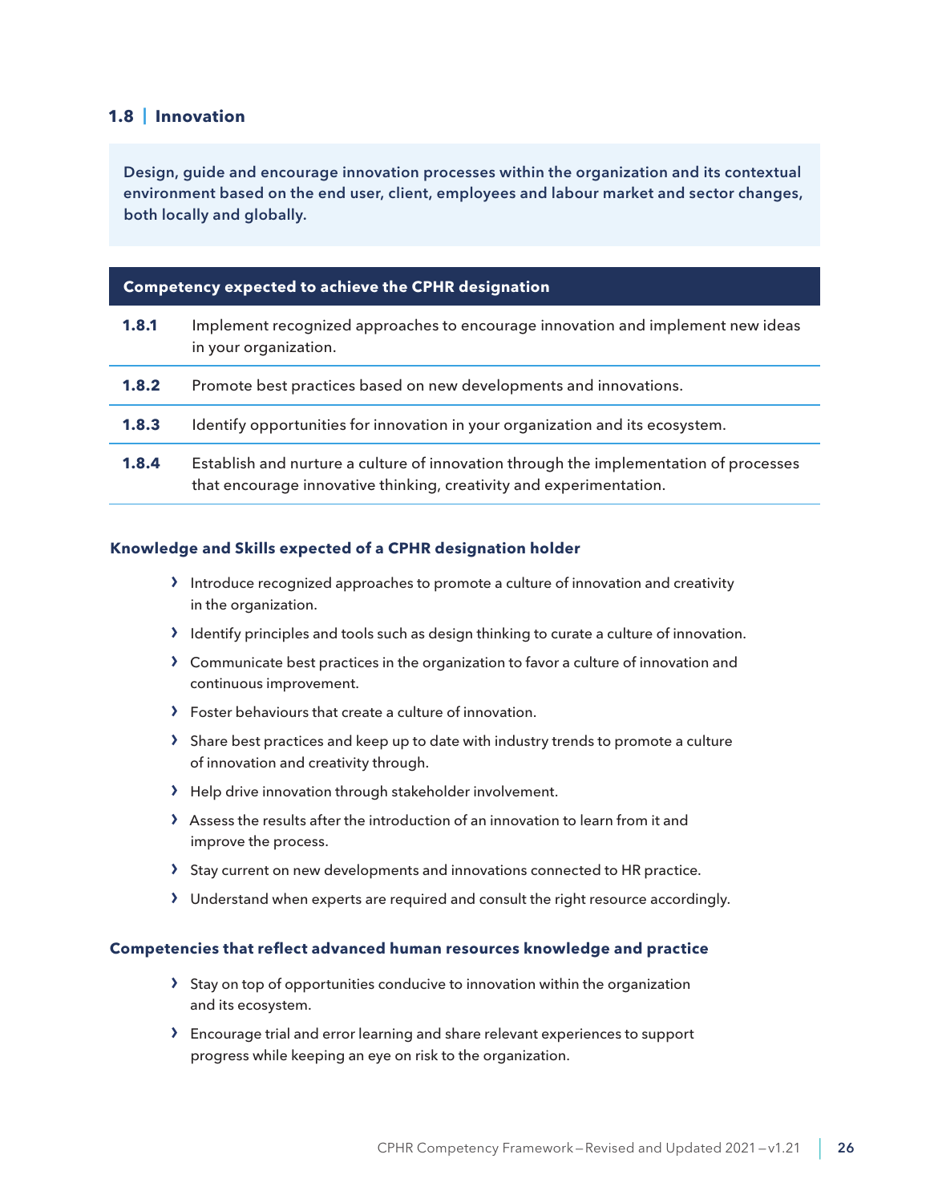## 1.8 | Innovation

**Design, guide and encourage innovation processes within the organization and its contextual environment based on the end user, client, employees and labour market and sector changes, both locally and globally.**

| Competency expected to achieve the CPHR designation | |
|---|---|
| **1.8.1** | Implement recognized approaches to encourage innovation and implement new ideas in your organization. |
| **1.8.2** | Promote best practices based on new developments and innovations. |
| **1.8.3** | Identify opportunities for innovation in your organization and its ecosystem. |
| **1.8.4** | Establish and nurture a culture of innovation through the implementation of processes that encourage innovative thinking, creativity and experimentation. |

### Knowledge and Skills expected of a CPHR designation holder

- Introduce recognized approaches to promote a culture of innovation and creativity in the organization.
- Identify principles and tools such as design thinking to curate a culture of innovation.
- Communicate best practices in the organization to favor a culture of innovation and continuous improvement.
- Foster behaviours that create a culture of innovation.
- Share best practices and keep up to date with industry trends to promote a culture of innovation and creativity through.
- Help drive innovation through stakeholder involvement.
- Assess the results after the introduction of an innovation to learn from it and improve the process.
- Stay current on new developments and innovations connected to HR practice.
- Understand when experts are required and consult the right resource accordingly.

### Competencies that reflect advanced human resources knowledge and practice

- Stay on top of opportunities conducive to innovation within the organization and its ecosystem.
- Encourage trial and error learning and share relevant experiences to support progress while keeping an eye on risk to the organization.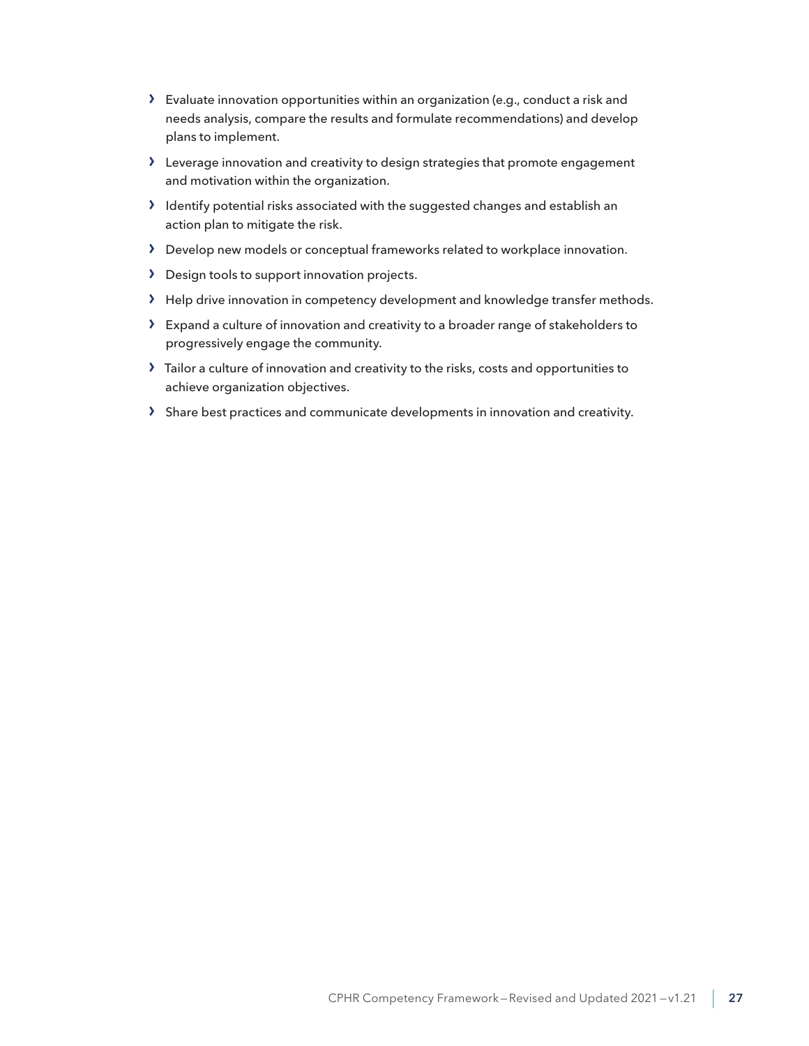- Evaluate innovation opportunities within an organization (e.g., conduct a risk and needs analysis, compare the results and formulate recommendations) and develop plans to implement.
- Leverage innovation and creativity to design strategies that promote engagement and motivation within the organization.
- Identify potential risks associated with the suggested changes and establish an action plan to mitigate the risk.
- Develop new models or conceptual frameworks related to workplace innovation.
- Design tools to support innovation projects.
- Help drive innovation in competency development and knowledge transfer methods.
- Expand a culture of innovation and creativity to a broader range of stakeholders to progressively engage the community.
- Tailor a culture of innovation and creativity to the risks, costs and opportunities to achieve organization objectives.
- Share best practices and communicate developments in innovation and creativity.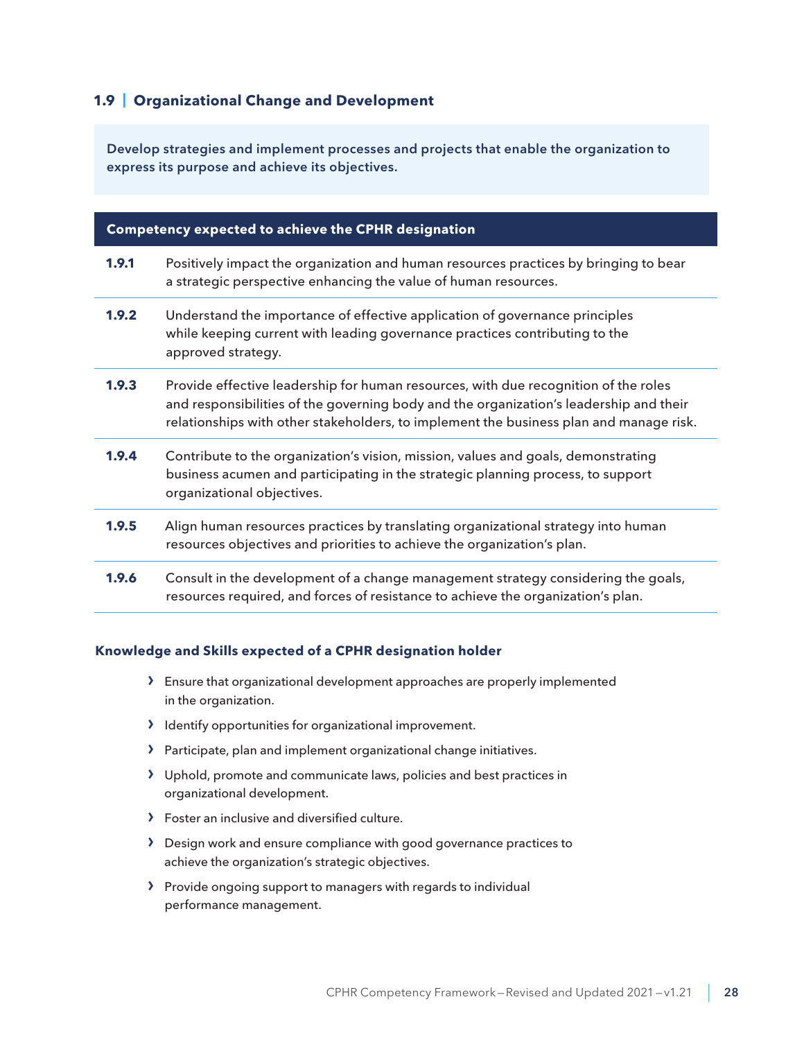### 1.9 | Organizational Change and Development

**Develop strategies and implement processes and projects that enable the organization to express its purpose and achieve its objectives.**

| Competency expected to achieve the CPHR designation | |
|---|---|
| **1.9.1** | Positively impact the organization and human resources practices by bringing to bear a strategic perspective enhancing the value of human resources. |
| **1.9.2** | Understand the importance of effective application of governance principles while keeping current with leading governance practices contributing to the approved strategy. |
| **1.9.3** | Provide effective leadership for human resources, with due recognition of the roles and responsibilities of the governing body and the organization's leadership and their relationships with other stakeholders, to implement the business plan and manage risk. |
| **1.9.4** | Contribute to the organization's vision, mission, values and goals, demonstrating business acumen and participating in the strategic planning process, to support organizational objectives. |
| **1.9.5** | Align human resources practices by translating organizational strategy into human resources objectives and priorities to achieve the organization's plan. |
| **1.9.6** | Consult in the development of a change management strategy considering the goals, resources required, and forces of resistance to achieve the organization's plan. |

#### Knowledge and Skills expected of a CPHR designation holder

- Ensure that organizational development approaches are properly implemented in the organization.
- Identify opportunities for organizational improvement.
- Participate, plan and implement organizational change initiatives.
- Uphold, promote and communicate laws, policies and best practices in organizational development.
- Foster an inclusive and diversified culture.
- Design work and ensure compliance with good governance practices to achieve the organization's strategic objectives.
- Provide ongoing support to managers with regards to individual performance management.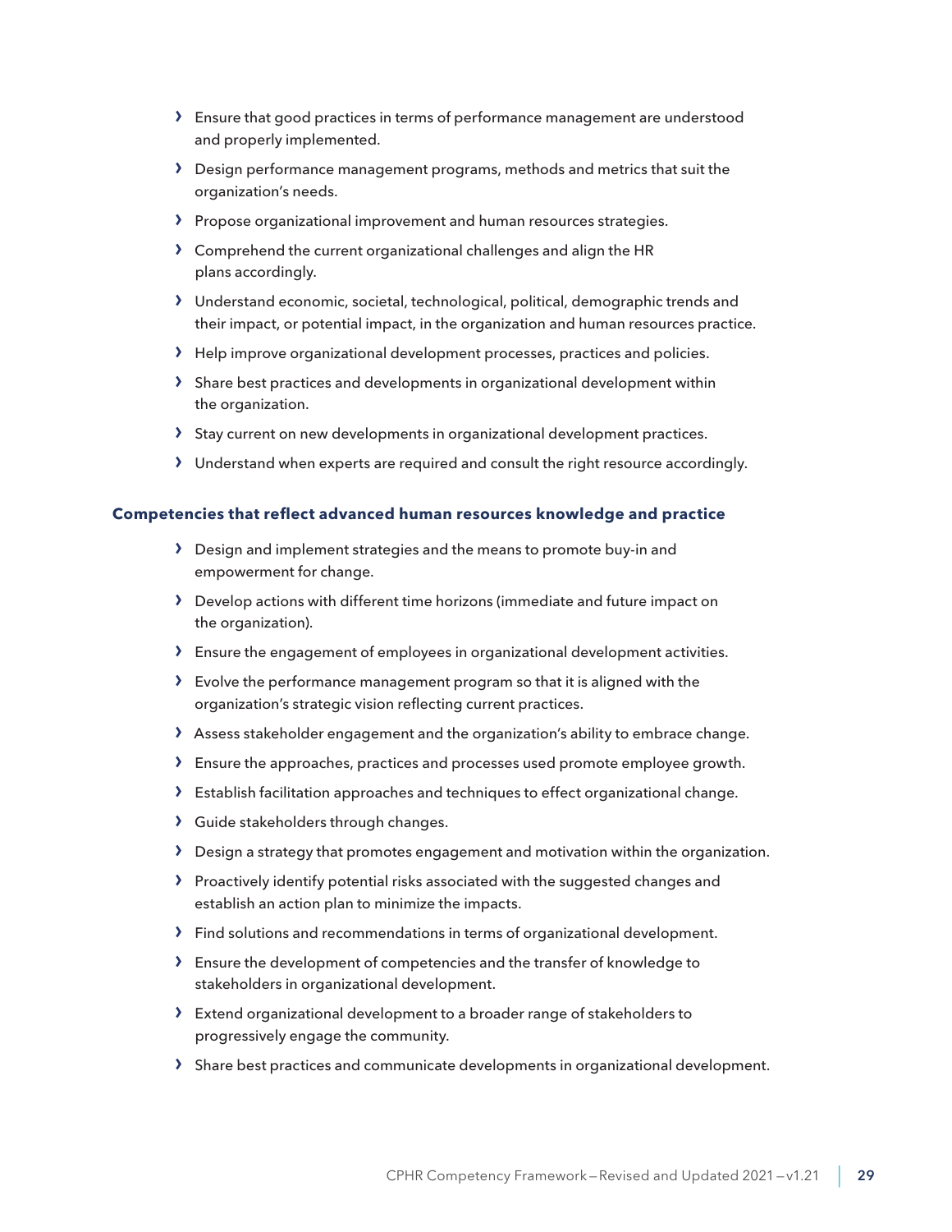- Ensure that good practices in terms of performance management are understood and properly implemented.
- Design performance management programs, methods and metrics that suit the organization's needs.
- Propose organizational improvement and human resources strategies.
- Comprehend the current organizational challenges and align the HR plans accordingly.
- Understand economic, societal, technological, political, demographic trends and their impact, or potential impact, in the organization and human resources practice.
- Help improve organizational development processes, practices and policies.
- Share best practices and developments in organizational development within the organization.
- Stay current on new developments in organizational development practices.
- Understand when experts are required and consult the right resource accordingly.

**Competencies that reflect advanced human resources knowledge and practice**

- Design and implement strategies and the means to promote buy-in and empowerment for change.
- Develop actions with different time horizons (immediate and future impact on the organization).
- Ensure the engagement of employees in organizational development activities.
- Evolve the performance management program so that it is aligned with the organization's strategic vision reflecting current practices.
- Assess stakeholder engagement and the organization's ability to embrace change.
- Ensure the approaches, practices and processes used promote employee growth.
- Establish facilitation approaches and techniques to effect organizational change.
- Guide stakeholders through changes.
- Design a strategy that promotes engagement and motivation within the organization.
- Proactively identify potential risks associated with the suggested changes and establish an action plan to minimize the impacts.
- Find solutions and recommendations in terms of organizational development.
- Ensure the development of competencies and the transfer of knowledge to stakeholders in organizational development.
- Extend organizational development to a broader range of stakeholders to progressively engage the community.
- Share best practices and communicate developments in organizational development.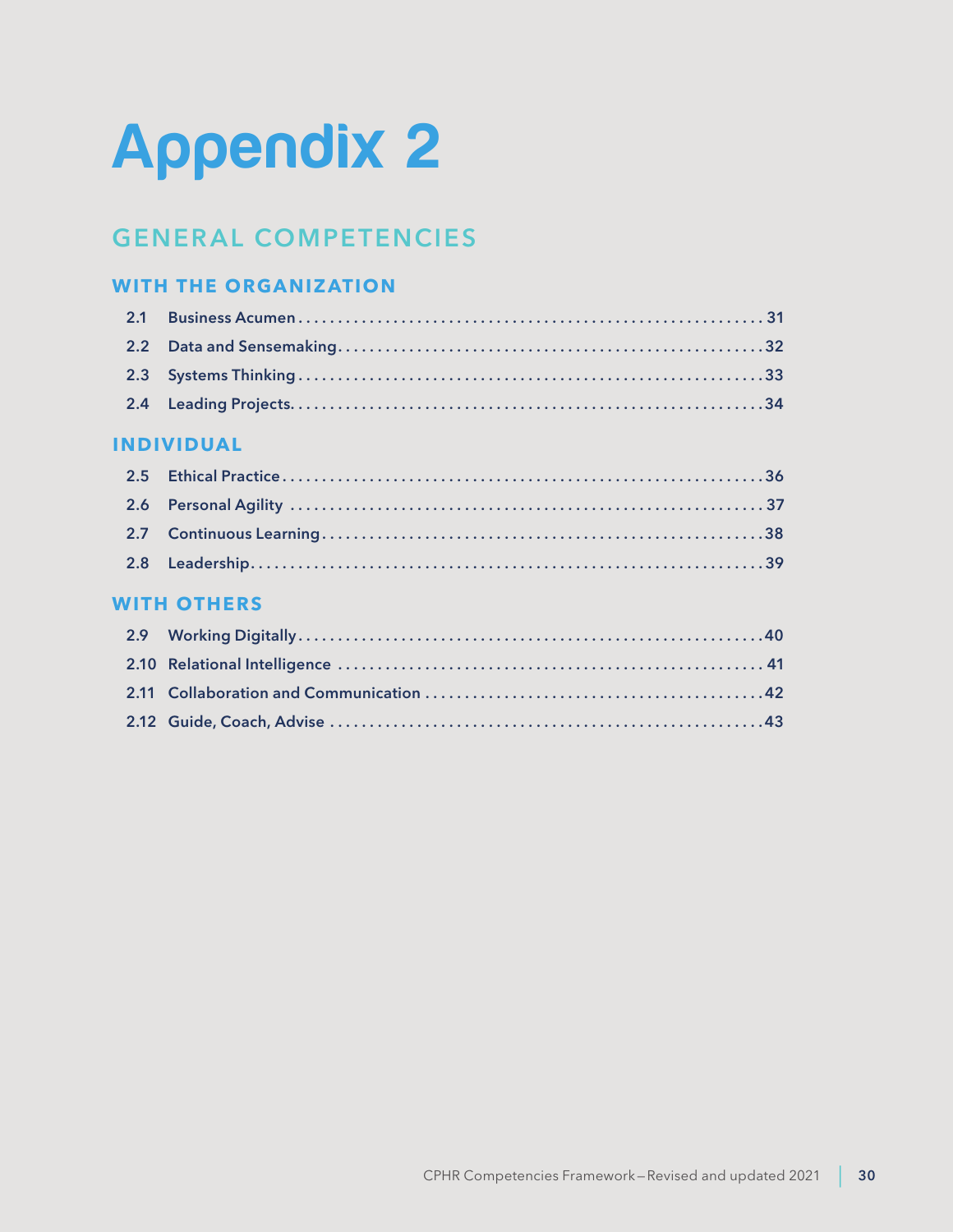# Appendix 2

## GENERAL COMPETENCIES

### WITH THE ORGANIZATION

- 2.1 Business Acumen .......... 31
- 2.2 Data and Sensemaking .......... 32
- 2.3 Systems Thinking .......... 33
- 2.4 Leading Projects .......... 34

### INDIVIDUAL

- 2.5 Ethical Practice .......... 36
- 2.6 Personal Agility .......... 37
- 2.7 Continuous Learning .......... 38
- 2.8 Leadership .......... 39

### WITH OTHERS

- 2.9 Working Digitally .......... 40
- 2.10 Relational Intelligence .......... 41
- 2.11 Collaboration and Communication .......... 42
- 2.12 Guide, Coach, Advise .......... 43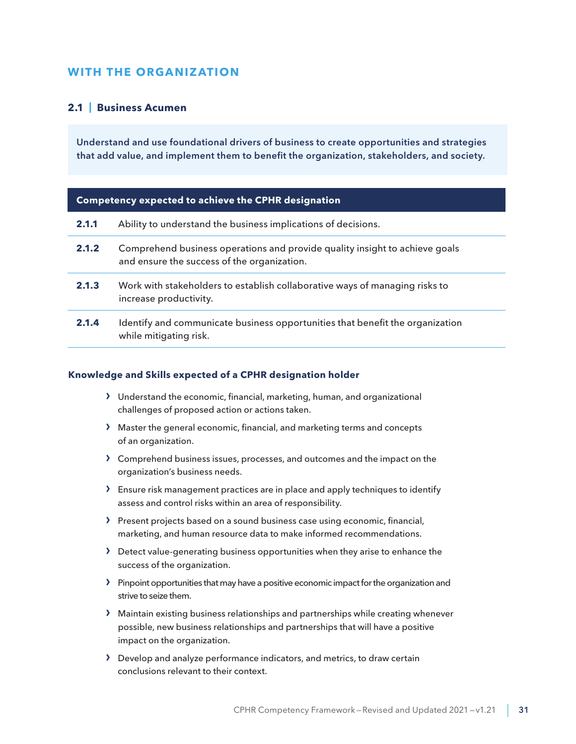## WITH THE ORGANIZATION

### 2.1 | Business Acumen

**Understand and use foundational drivers of business to create opportunities and strategies that add value, and implement them to benefit the organization, stakeholders, and society.**

| Competency expected to achieve the CPHR designation | |
|---|---|
| **2.1.1** | Ability to understand the business implications of decisions. |
| **2.1.2** | Comprehend business operations and provide quality insight to achieve goals and ensure the success of the organization. |
| **2.1.3** | Work with stakeholders to establish collaborative ways of managing risks to increase productivity. |
| **2.1.4** | Identify and communicate business opportunities that benefit the organization while mitigating risk. |

#### Knowledge and Skills expected of a CPHR designation holder

- Understand the economic, financial, marketing, human, and organizational challenges of proposed action or actions taken.
- Master the general economic, financial, and marketing terms and concepts of an organization.
- Comprehend business issues, processes, and outcomes and the impact on the organization's business needs.
- Ensure risk management practices are in place and apply techniques to identify assess and control risks within an area of responsibility.
- Present projects based on a sound business case using economic, financial, marketing, and human resource data to make informed recommendations.
- Detect value-generating business opportunities when they arise to enhance the success of the organization.
- Pinpoint opportunities that may have a positive economic impact for the organization and strive to seize them.
- Maintain existing business relationships and partnerships while creating whenever possible, new business relationships and partnerships that will have a positive impact on the organization.
- Develop and analyze performance indicators, and metrics, to draw certain conclusions relevant to their context.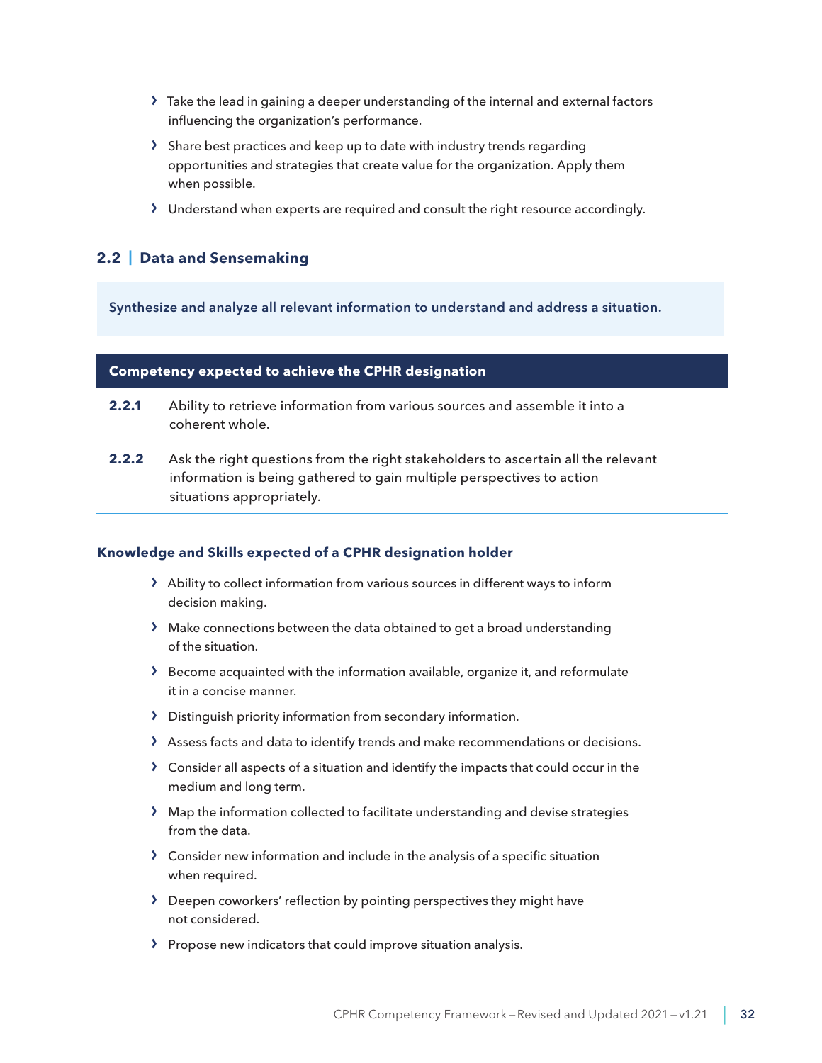- Take the lead in gaining a deeper understanding of the internal and external factors influencing the organization's performance.
- Share best practices and keep up to date with industry trends regarding opportunities and strategies that create value for the organization. Apply them when possible.
- Understand when experts are required and consult the right resource accordingly.

## 2.2 | Data and Sensemaking

**Synthesize and analyze all relevant information to understand and address a situation.**

| Competency expected to achieve the CPHR designation | |
|---|---|
| **2.2.1** | Ability to retrieve information from various sources and assemble it into a coherent whole. |
| **2.2.2** | Ask the right questions from the right stakeholders to ascertain all the relevant information is being gathered to gain multiple perspectives to action situations appropriately. |

### Knowledge and Skills expected of a CPHR designation holder

- Ability to collect information from various sources in different ways to inform decision making.
- Make connections between the data obtained to get a broad understanding of the situation.
- Become acquainted with the information available, organize it, and reformulate it in a concise manner.
- Distinguish priority information from secondary information.
- Assess facts and data to identify trends and make recommendations or decisions.
- Consider all aspects of a situation and identify the impacts that could occur in the medium and long term.
- Map the information collected to facilitate understanding and devise strategies from the data.
- Consider new information and include in the analysis of a specific situation when required.
- Deepen coworkers' reflection by pointing perspectives they might have not considered.
- Propose new indicators that could improve situation analysis.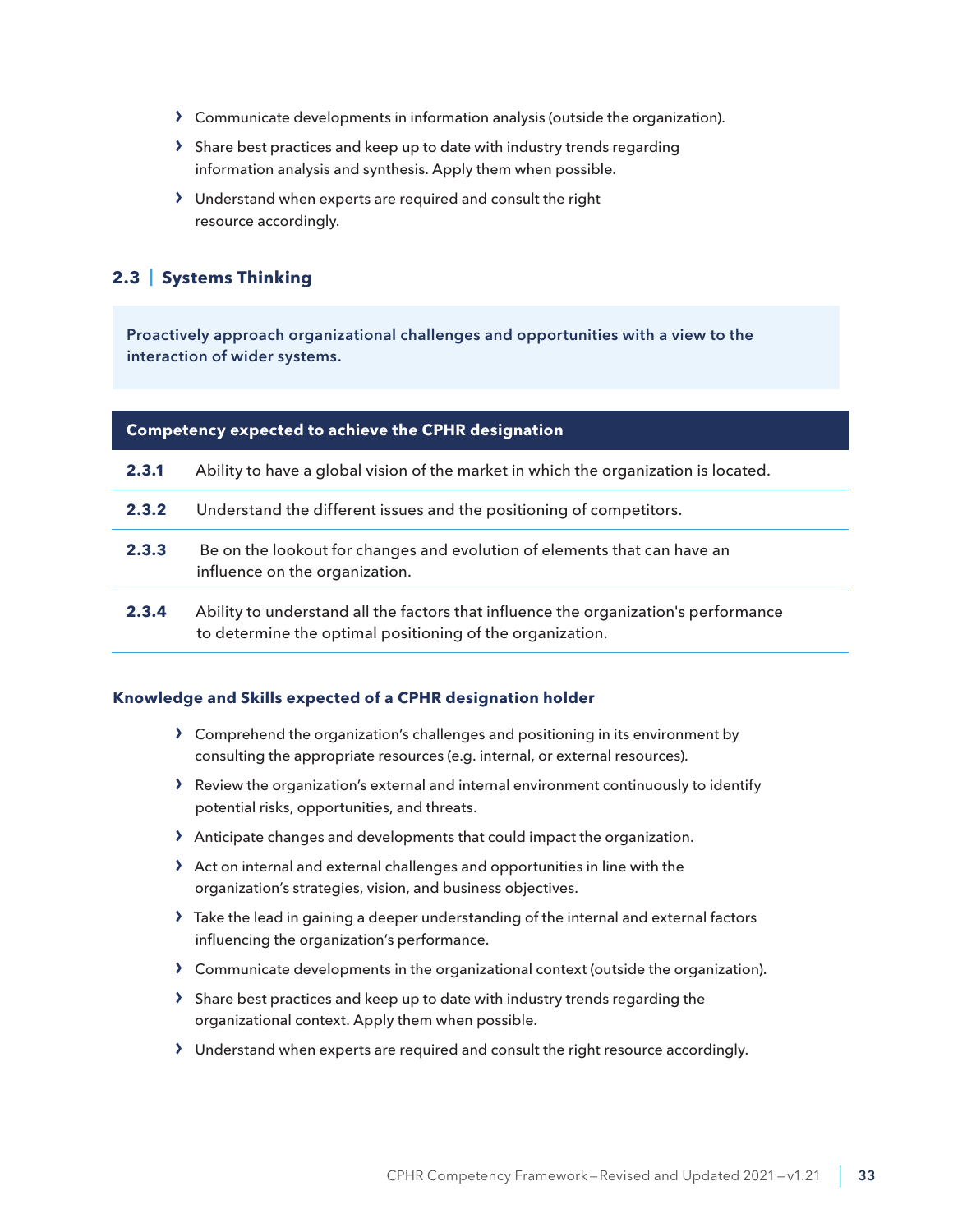- Communicate developments in information analysis (outside the organization).
- Share best practices and keep up to date with industry trends regarding information analysis and synthesis. Apply them when possible.
- Understand when experts are required and consult the right resource accordingly.

## 2.3 | Systems Thinking

**Proactively approach organizational challenges and opportunities with a view to the interaction of wider systems.**

| Competency expected to achieve the CPHR designation | |
|---|---|
| **2.3.1** | Ability to have a global vision of the market in which the organization is located. |
| **2.3.2** | Understand the different issues and the positioning of competitors. |
| **2.3.3** | Be on the lookout for changes and evolution of elements that can have an influence on the organization. |
| **2.3.4** | Ability to understand all the factors that influence the organization's performance to determine the optimal positioning of the organization. |

### Knowledge and Skills expected of a CPHR designation holder

- Comprehend the organization's challenges and positioning in its environment by consulting the appropriate resources (e.g. internal, or external resources).
- Review the organization's external and internal environment continuously to identify potential risks, opportunities, and threats.
- Anticipate changes and developments that could impact the organization.
- Act on internal and external challenges and opportunities in line with the organization's strategies, vision, and business objectives.
- Take the lead in gaining a deeper understanding of the internal and external factors influencing the organization's performance.
- Communicate developments in the organizational context (outside the organization).
- Share best practices and keep up to date with industry trends regarding the organizational context. Apply them when possible.
- Understand when experts are required and consult the right resource accordingly.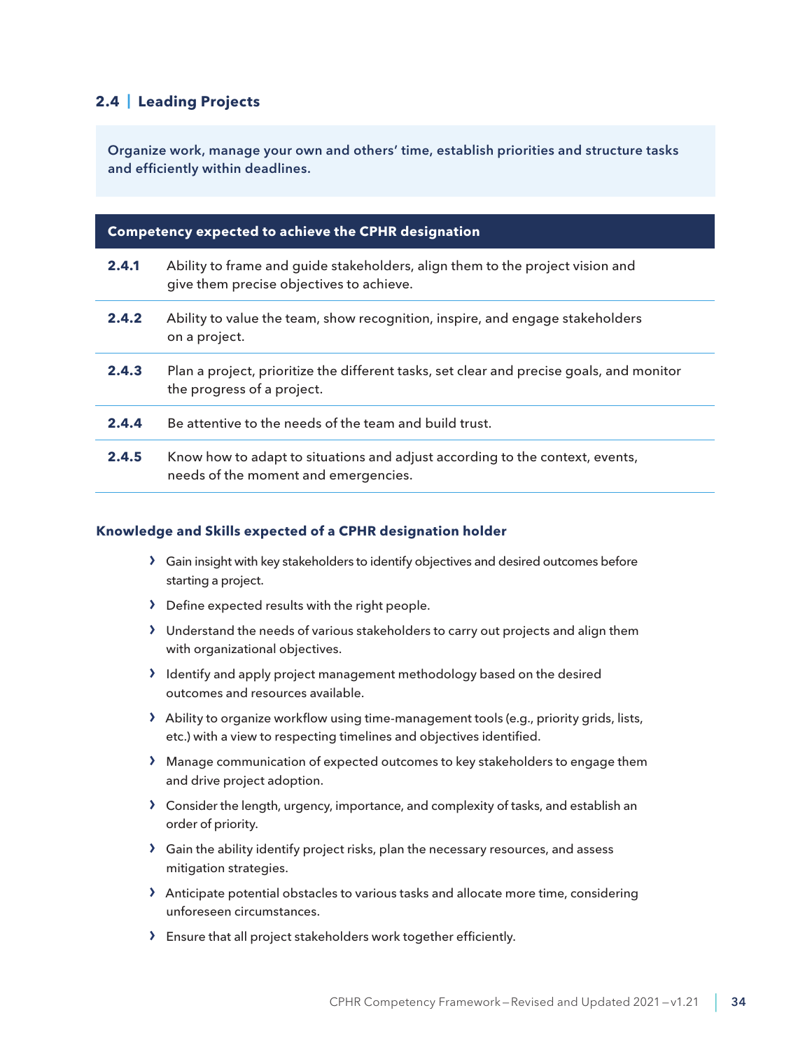## 2.4 | Leading Projects

**Organize work, manage your own and others' time, establish priorities and structure tasks and efficiently within deadlines.**

| Competency expected to achieve the CPHR designation | |
|---|---|
| **2.4.1** | Ability to frame and guide stakeholders, align them to the project vision and give them precise objectives to achieve. |
| **2.4.2** | Ability to value the team, show recognition, inspire, and engage stakeholders on a project. |
| **2.4.3** | Plan a project, prioritize the different tasks, set clear and precise goals, and monitor the progress of a project. |
| **2.4.4** | Be attentive to the needs of the team and build trust. |
| **2.4.5** | Know how to adapt to situations and adjust according to the context, events, needs of the moment and emergencies. |

### Knowledge and Skills expected of a CPHR designation holder

- Gain insight with key stakeholders to identify objectives and desired outcomes before starting a project.
- Define expected results with the right people.
- Understand the needs of various stakeholders to carry out projects and align them with organizational objectives.
- Identify and apply project management methodology based on the desired outcomes and resources available.
- Ability to organize workflow using time-management tools (e.g., priority grids, lists, etc.) with a view to respecting timelines and objectives identified.
- Manage communication of expected outcomes to key stakeholders to engage them and drive project adoption.
- Consider the length, urgency, importance, and complexity of tasks, and establish an order of priority.
- Gain the ability identify project risks, plan the necessary resources, and assess mitigation strategies.
- Anticipate potential obstacles to various tasks and allocate more time, considering unforeseen circumstances.
- Ensure that all project stakeholders work together efficiently.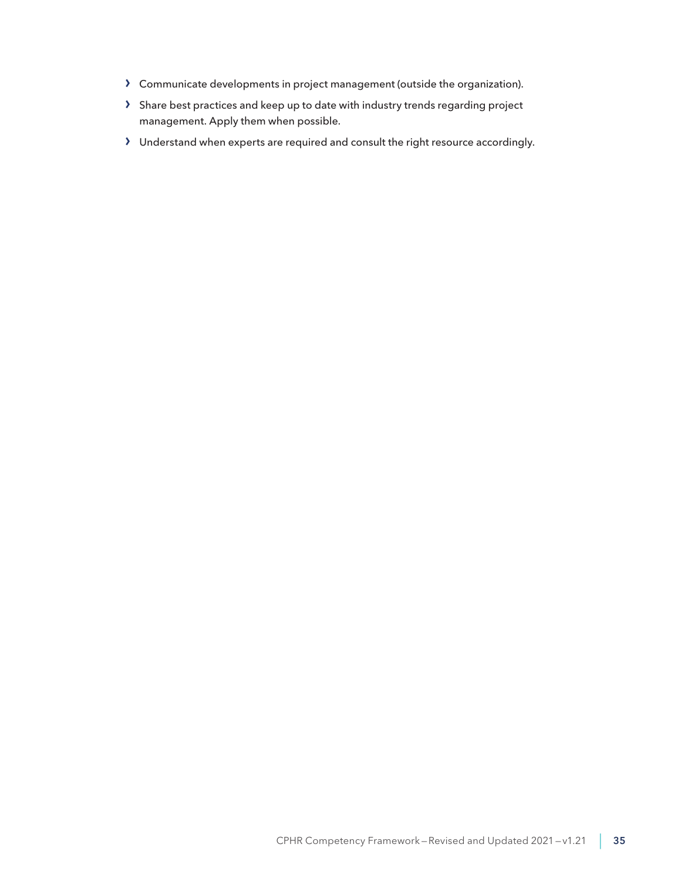- Communicate developments in project management (outside the organization).
- Share best practices and keep up to date with industry trends regarding project management. Apply them when possible.
- Understand when experts are required and consult the right resource accordingly.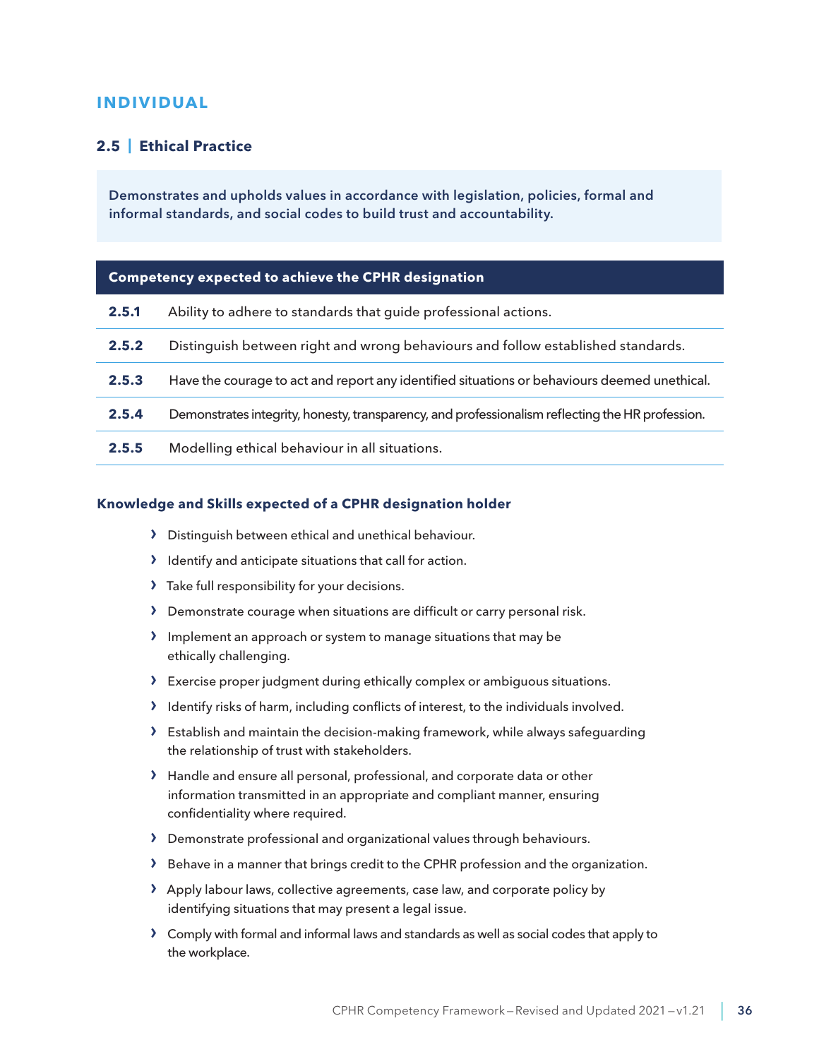## INDIVIDUAL

### 2.5 | Ethical Practice

**Demonstrates and upholds values in accordance with legislation, policies, formal and informal standards, and social codes to build trust and accountability.**

| Competency expected to achieve the CPHR designation | |
|---|---|
| **2.5.1** | Ability to adhere to standards that guide professional actions. |
| **2.5.2** | Distinguish between right and wrong behaviours and follow established standards. |
| **2.5.3** | Have the courage to act and report any identified situations or behaviours deemed unethical. |
| **2.5.4** | Demonstrates integrity, honesty, transparency, and professionalism reflecting the HR profession. |
| **2.5.5** | Modelling ethical behaviour in all situations. |

#### Knowledge and Skills expected of a CPHR designation holder

- Distinguish between ethical and unethical behaviour.
- Identify and anticipate situations that call for action.
- Take full responsibility for your decisions.
- Demonstrate courage when situations are difficult or carry personal risk.
- Implement an approach or system to manage situations that may be ethically challenging.
- Exercise proper judgment during ethically complex or ambiguous situations.
- Identify risks of harm, including conflicts of interest, to the individuals involved.
- Establish and maintain the decision-making framework, while always safeguarding the relationship of trust with stakeholders.
- Handle and ensure all personal, professional, and corporate data or other information transmitted in an appropriate and compliant manner, ensuring confidentiality where required.
- Demonstrate professional and organizational values through behaviours.
- Behave in a manner that brings credit to the CPHR profession and the organization.
- Apply labour laws, collective agreements, case law, and corporate policy by identifying situations that may present a legal issue.
- Comply with formal and informal laws and standards as well as social codes that apply to the workplace.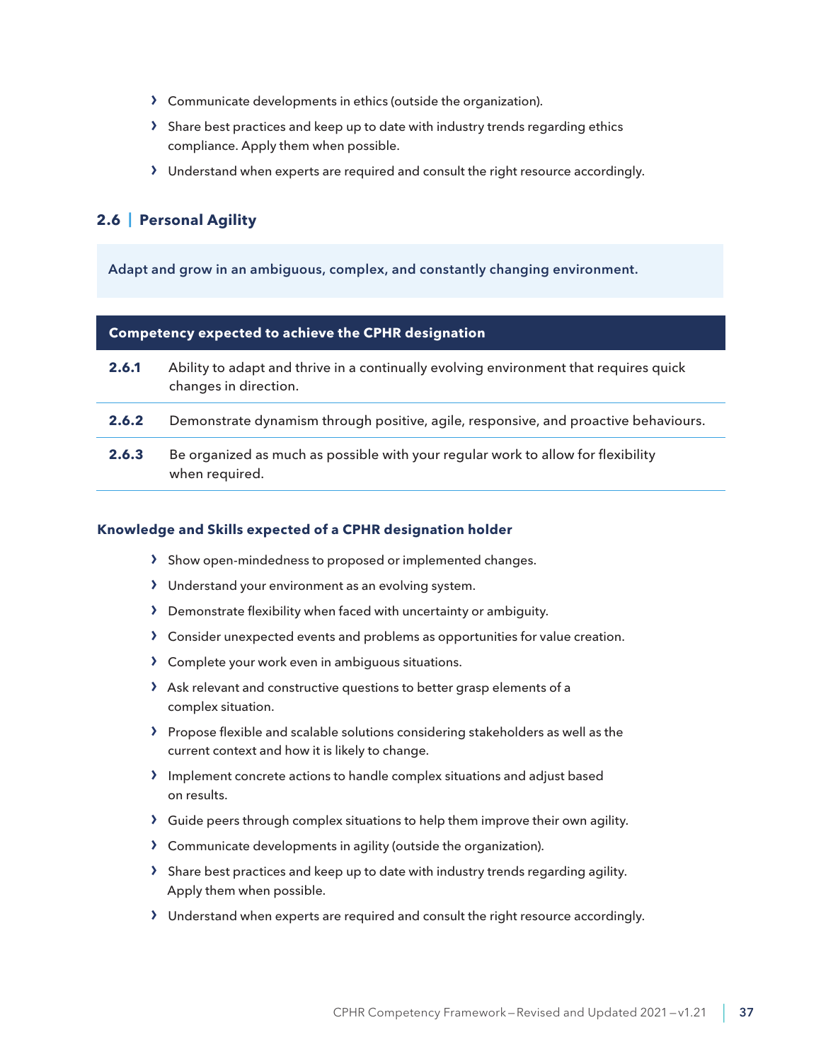- Communicate developments in ethics (outside the organization).
- Share best practices and keep up to date with industry trends regarding ethics compliance. Apply them when possible.
- Understand when experts are required and consult the right resource accordingly.

## 2.6 | Personal Agility

**Adapt and grow in an ambiguous, complex, and constantly changing environment.**

| Competency expected to achieve the CPHR designation | |
|---|---|
| **2.6.1** | Ability to adapt and thrive in a continually evolving environment that requires quick changes in direction. |
| **2.6.2** | Demonstrate dynamism through positive, agile, responsive, and proactive behaviours. |
| **2.6.3** | Be organized as much as possible with your regular work to allow for flexibility when required. |

### Knowledge and Skills expected of a CPHR designation holder

- Show open-mindedness to proposed or implemented changes.
- Understand your environment as an evolving system.
- Demonstrate flexibility when faced with uncertainty or ambiguity.
- Consider unexpected events and problems as opportunities for value creation.
- Complete your work even in ambiguous situations.
- Ask relevant and constructive questions to better grasp elements of a complex situation.
- Propose flexible and scalable solutions considering stakeholders as well as the current context and how it is likely to change.
- Implement concrete actions to handle complex situations and adjust based on results.
- Guide peers through complex situations to help them improve their own agility.
- Communicate developments in agility (outside the organization).
- Share best practices and keep up to date with industry trends regarding agility. Apply them when possible.
- Understand when experts are required and consult the right resource accordingly.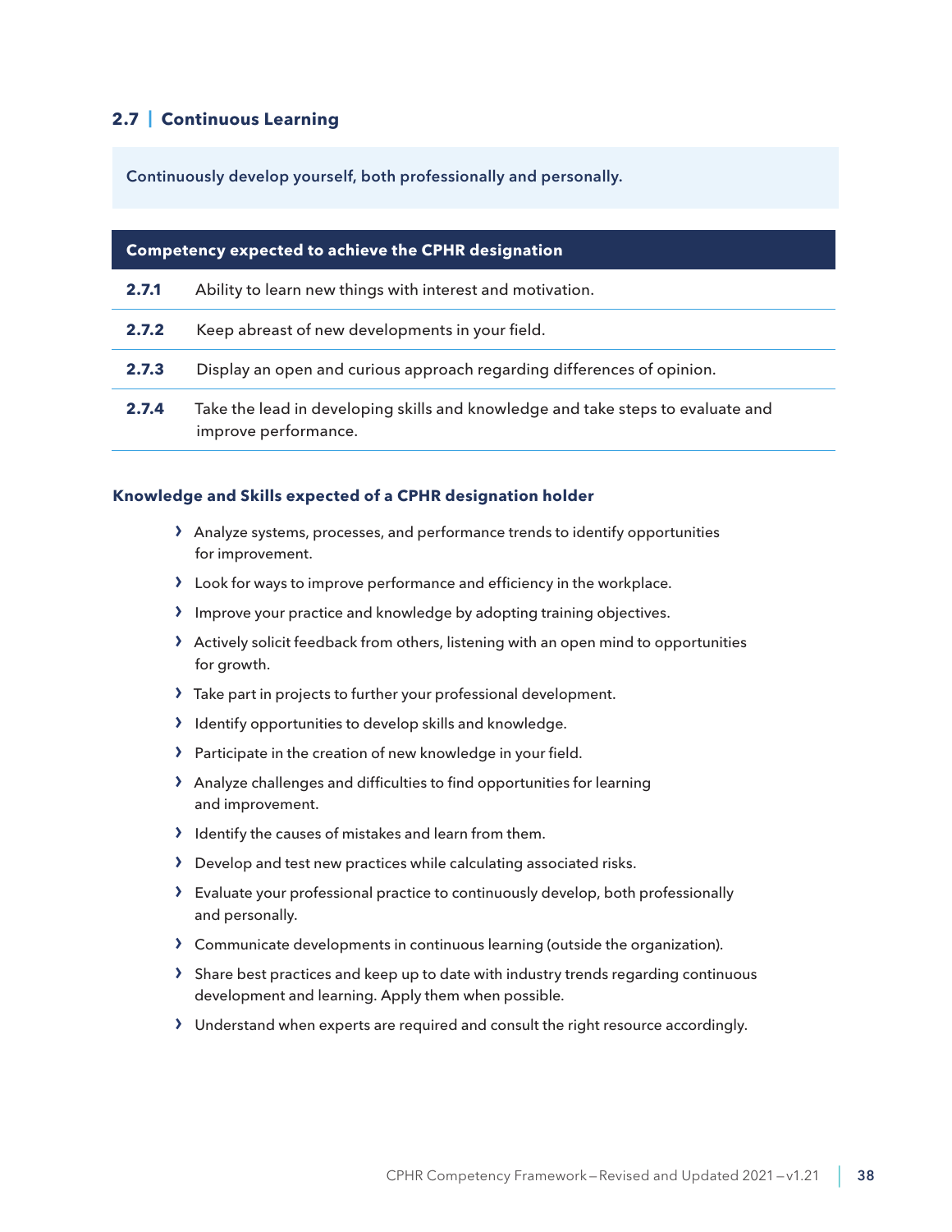## 2.7 | Continuous Learning

**Continuously develop yourself, both professionally and personally.**

| Competency expected to achieve the CPHR designation | |
|---|---|
| **2.7.1** | Ability to learn new things with interest and motivation. |
| **2.7.2** | Keep abreast of new developments in your field. |
| **2.7.3** | Display an open and curious approach regarding differences of opinion. |
| **2.7.4** | Take the lead in developing skills and knowledge and take steps to evaluate and improve performance. |

### Knowledge and Skills expected of a CPHR designation holder

- Analyze systems, processes, and performance trends to identify opportunities for improvement.
- Look for ways to improve performance and efficiency in the workplace.
- Improve your practice and knowledge by adopting training objectives.
- Actively solicit feedback from others, listening with an open mind to opportunities for growth.
- Take part in projects to further your professional development.
- Identify opportunities to develop skills and knowledge.
- Participate in the creation of new knowledge in your field.
- Analyze challenges and difficulties to find opportunities for learning and improvement.
- Identify the causes of mistakes and learn from them.
- Develop and test new practices while calculating associated risks.
- Evaluate your professional practice to continuously develop, both professionally and personally.
- Communicate developments in continuous learning (outside the organization).
- Share best practices and keep up to date with industry trends regarding continuous development and learning. Apply them when possible.
- Understand when experts are required and consult the right resource accordingly.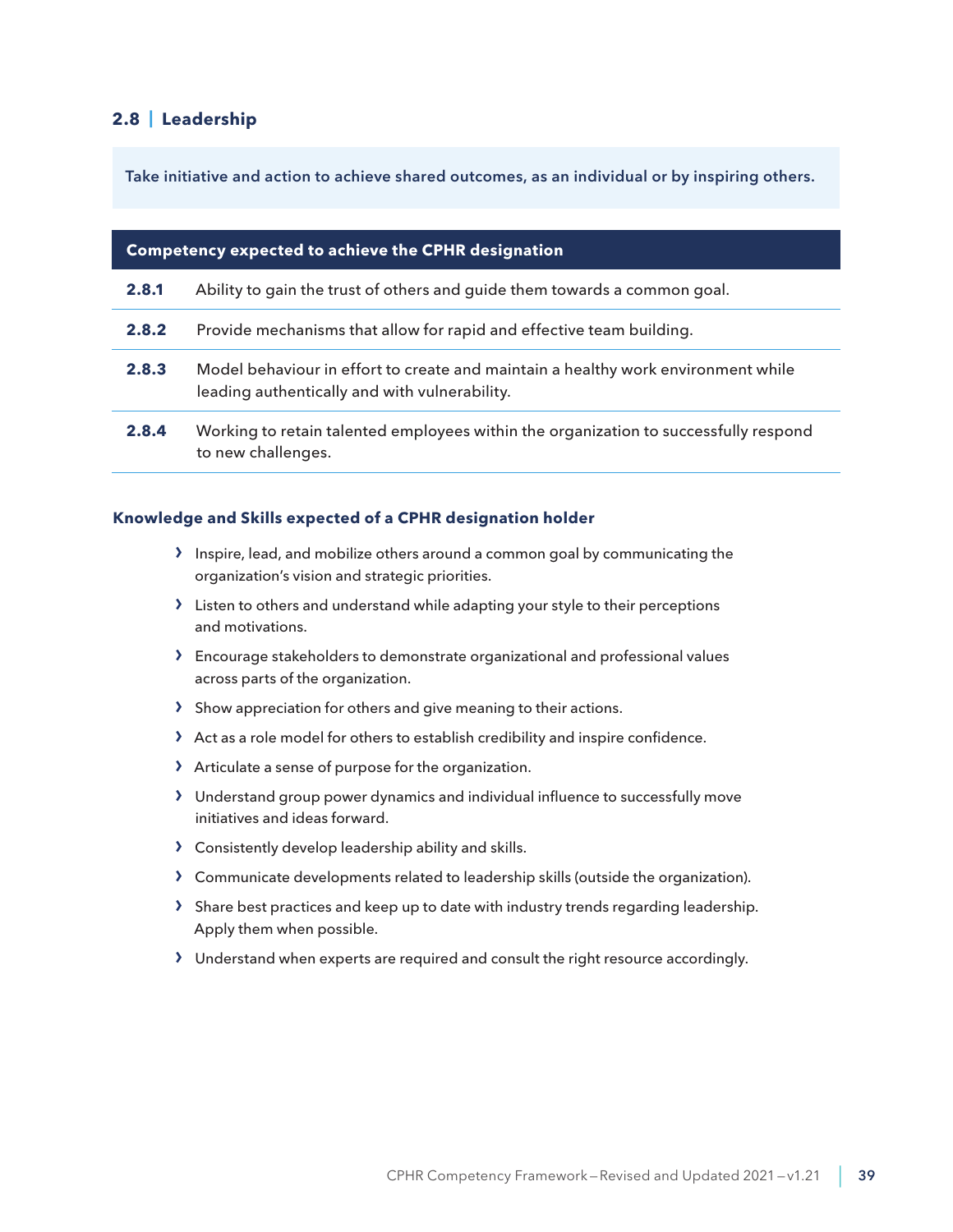## 2.8 | Leadership

**Take initiative and action to achieve shared outcomes, as an individual or by inspiring others.**

| Competency expected to achieve the CPHR designation | |
|---|---|
| **2.8.1** | Ability to gain the trust of others and guide them towards a common goal. |
| **2.8.2** | Provide mechanisms that allow for rapid and effective team building. |
| **2.8.3** | Model behaviour in effort to create and maintain a healthy work environment while leading authentically and with vulnerability. |
| **2.8.4** | Working to retain talented employees within the organization to successfully respond to new challenges. |

### Knowledge and Skills expected of a CPHR designation holder

- Inspire, lead, and mobilize others around a common goal by communicating the organization's vision and strategic priorities.
- Listen to others and understand while adapting your style to their perceptions and motivations.
- Encourage stakeholders to demonstrate organizational and professional values across parts of the organization.
- Show appreciation for others and give meaning to their actions.
- Act as a role model for others to establish credibility and inspire confidence.
- Articulate a sense of purpose for the organization.
- Understand group power dynamics and individual influence to successfully move initiatives and ideas forward.
- Consistently develop leadership ability and skills.
- Communicate developments related to leadership skills (outside the organization).
- Share best practices and keep up to date with industry trends regarding leadership. Apply them when possible.
- Understand when experts are required and consult the right resource accordingly.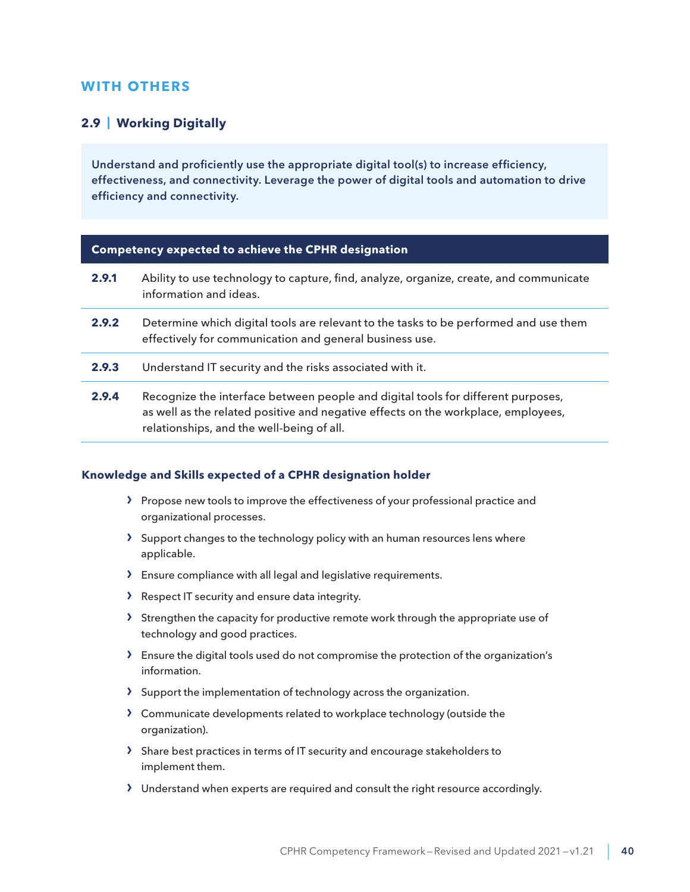## WITH OTHERS

### 2.9 | Working Digitally

**Understand and proficiently use the appropriate digital tool(s) to increase efficiency, effectiveness, and connectivity. Leverage the power of digital tools and automation to drive efficiency and connectivity.**

| Competency expected to achieve the CPHR designation | |
|---|---|
| **2.9.1** | Ability to use technology to capture, find, analyze, organize, create, and communicate information and ideas. |
| **2.9.2** | Determine which digital tools are relevant to the tasks to be performed and use them effectively for communication and general business use. |
| **2.9.3** | Understand IT security and the risks associated with it. |
| **2.9.4** | Recognize the interface between people and digital tools for different purposes, as well as the related positive and negative effects on the workplace, employees, relationships, and the well-being of all. |

#### Knowledge and Skills expected of a CPHR designation holder

- Propose new tools to improve the effectiveness of your professional practice and organizational processes.
- Support changes to the technology policy with an human resources lens where applicable.
- Ensure compliance with all legal and legislative requirements.
- Respect IT security and ensure data integrity.
- Strengthen the capacity for productive remote work through the appropriate use of technology and good practices.
- Ensure the digital tools used do not compromise the protection of the organization's information.
- Support the implementation of technology across the organization.
- Communicate developments related to workplace technology (outside the organization).
- Share best practices in terms of IT security and encourage stakeholders to implement them.
- Understand when experts are required and consult the right resource accordingly.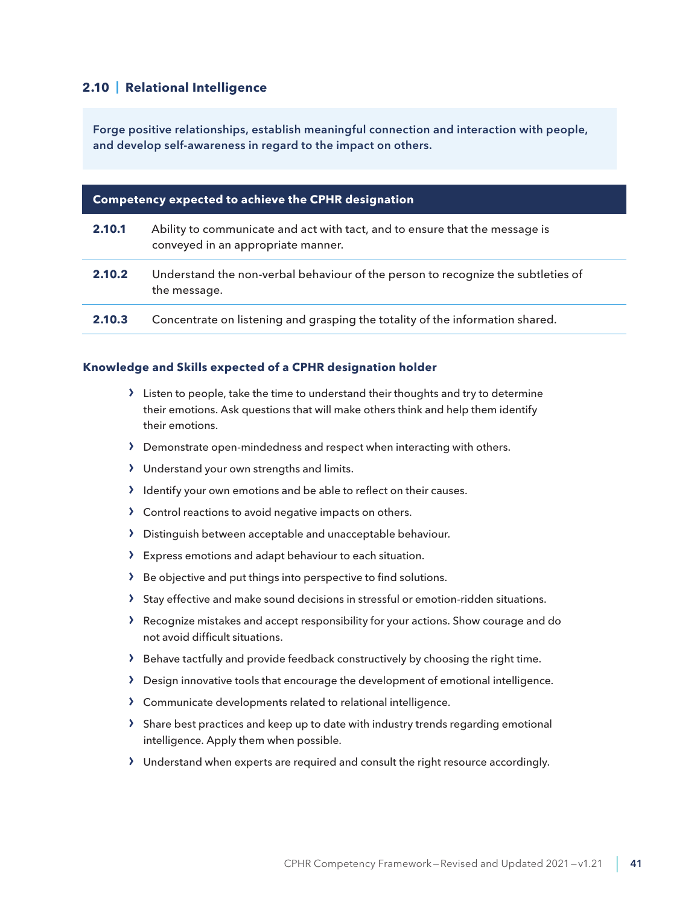## 2.10 | Relational Intelligence

**Forge positive relationships, establish meaningful connection and interaction with people, and develop self-awareness in regard to the impact on others.**

| Competency expected to achieve the CPHR designation | |
|---|---|
| **2.10.1** | Ability to communicate and act with tact, and to ensure that the message is conveyed in an appropriate manner. |
| **2.10.2** | Understand the non-verbal behaviour of the person to recognize the subtleties of the message. |
| **2.10.3** | Concentrate on listening and grasping the totality of the information shared. |

### Knowledge and Skills expected of a CPHR designation holder

- Listen to people, take the time to understand their thoughts and try to determine their emotions. Ask questions that will make others think and help them identify their emotions.
- Demonstrate open-mindedness and respect when interacting with others.
- Understand your own strengths and limits.
- Identify your own emotions and be able to reflect on their causes.
- Control reactions to avoid negative impacts on others.
- Distinguish between acceptable and unacceptable behaviour.
- Express emotions and adapt behaviour to each situation.
- Be objective and put things into perspective to find solutions.
- Stay effective and make sound decisions in stressful or emotion-ridden situations.
- Recognize mistakes and accept responsibility for your actions. Show courage and do not avoid difficult situations.
- Behave tactfully and provide feedback constructively by choosing the right time.
- Design innovative tools that encourage the development of emotional intelligence.
- Communicate developments related to relational intelligence.
- Share best practices and keep up to date with industry trends regarding emotional intelligence. Apply them when possible.
- Understand when experts are required and consult the right resource accordingly.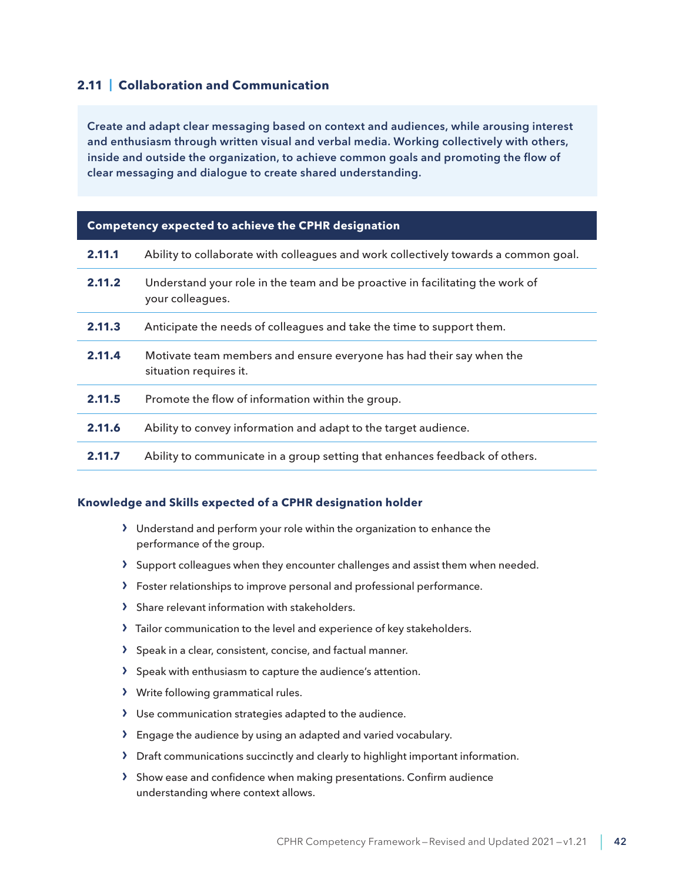## 2.11 | Collaboration and Communication

**Create and adapt clear messaging based on context and audiences, while arousing interest and enthusiasm through written visual and verbal media. Working collectively with others, inside and outside the organization, to achieve common goals and promoting the flow of clear messaging and dialogue to create shared understanding.**

| Competency expected to achieve the CPHR designation | |
|---|---|
| **2.11.1** | Ability to collaborate with colleagues and work collectively towards a common goal. |
| **2.11.2** | Understand your role in the team and be proactive in facilitating the work of your colleagues. |
| **2.11.3** | Anticipate the needs of colleagues and take the time to support them. |
| **2.11.4** | Motivate team members and ensure everyone has had their say when the situation requires it. |
| **2.11.5** | Promote the flow of information within the group. |
| **2.11.6** | Ability to convey information and adapt to the target audience. |
| **2.11.7** | Ability to communicate in a group setting that enhances feedback of others. |

### Knowledge and Skills expected of a CPHR designation holder

- Understand and perform your role within the organization to enhance the performance of the group.
- Support colleagues when they encounter challenges and assist them when needed.
- Foster relationships to improve personal and professional performance.
- Share relevant information with stakeholders.
- Tailor communication to the level and experience of key stakeholders.
- Speak in a clear, consistent, concise, and factual manner.
- Speak with enthusiasm to capture the audience's attention.
- Write following grammatical rules.
- Use communication strategies adapted to the audience.
- Engage the audience by using an adapted and varied vocabulary.
- Draft communications succinctly and clearly to highlight important information.
- Show ease and confidence when making presentations. Confirm audience understanding where context allows.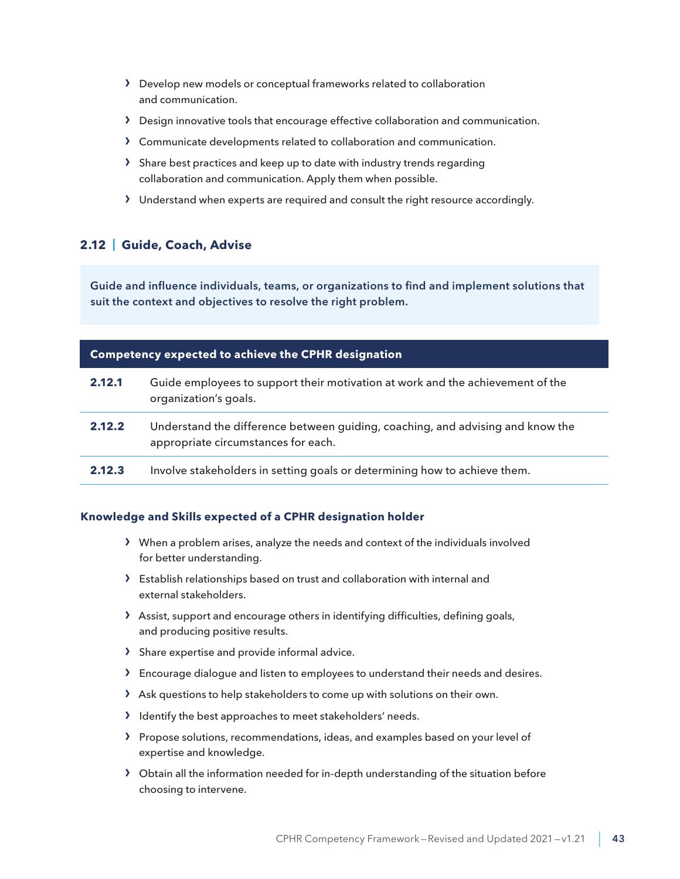- Develop new models or conceptual frameworks related to collaboration and communication.
- Design innovative tools that encourage effective collaboration and communication.
- Communicate developments related to collaboration and communication.
- Share best practices and keep up to date with industry trends regarding collaboration and communication. Apply them when possible.
- Understand when experts are required and consult the right resource accordingly.

## 2.12 | Guide, Coach, Advise

**Guide and influence individuals, teams, or organizations to find and implement solutions that suit the context and objectives to resolve the right problem.**

| Competency expected to achieve the CPHR designation | |
|---|---|
| **2.12.1** | Guide employees to support their motivation at work and the achievement of the organization's goals. |
| **2.12.2** | Understand the difference between guiding, coaching, and advising and know the appropriate circumstances for each. |
| **2.12.3** | Involve stakeholders in setting goals or determining how to achieve them. |

### Knowledge and Skills expected of a CPHR designation holder

- When a problem arises, analyze the needs and context of the individuals involved for better understanding.
- Establish relationships based on trust and collaboration with internal and external stakeholders.
- Assist, support and encourage others in identifying difficulties, defining goals, and producing positive results.
- Share expertise and provide informal advice.
- Encourage dialogue and listen to employees to understand their needs and desires.
- Ask questions to help stakeholders to come up with solutions on their own.
- Identify the best approaches to meet stakeholders' needs.
- Propose solutions, recommendations, ideas, and examples based on your level of expertise and knowledge.
- Obtain all the information needed for in-depth understanding of the situation before choosing to intervene.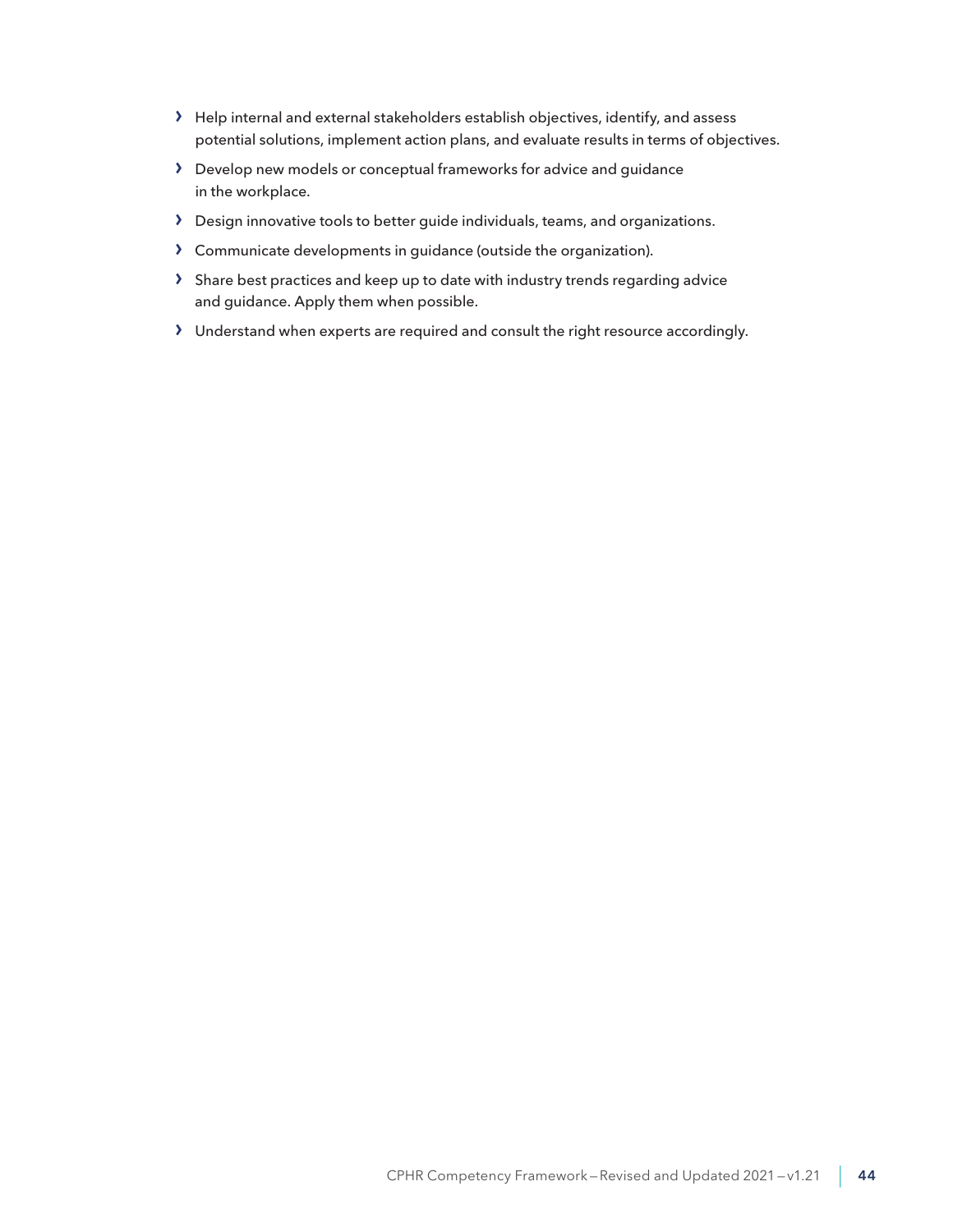- Help internal and external stakeholders establish objectives, identify, and assess potential solutions, implement action plans, and evaluate results in terms of objectives.
- Develop new models or conceptual frameworks for advice and guidance in the workplace.
- Design innovative tools to better guide individuals, teams, and organizations.
- Communicate developments in guidance (outside the organization).
- Share best practices and keep up to date with industry trends regarding advice and guidance. Apply them when possible.
- Understand when experts are required and consult the right resource accordingly.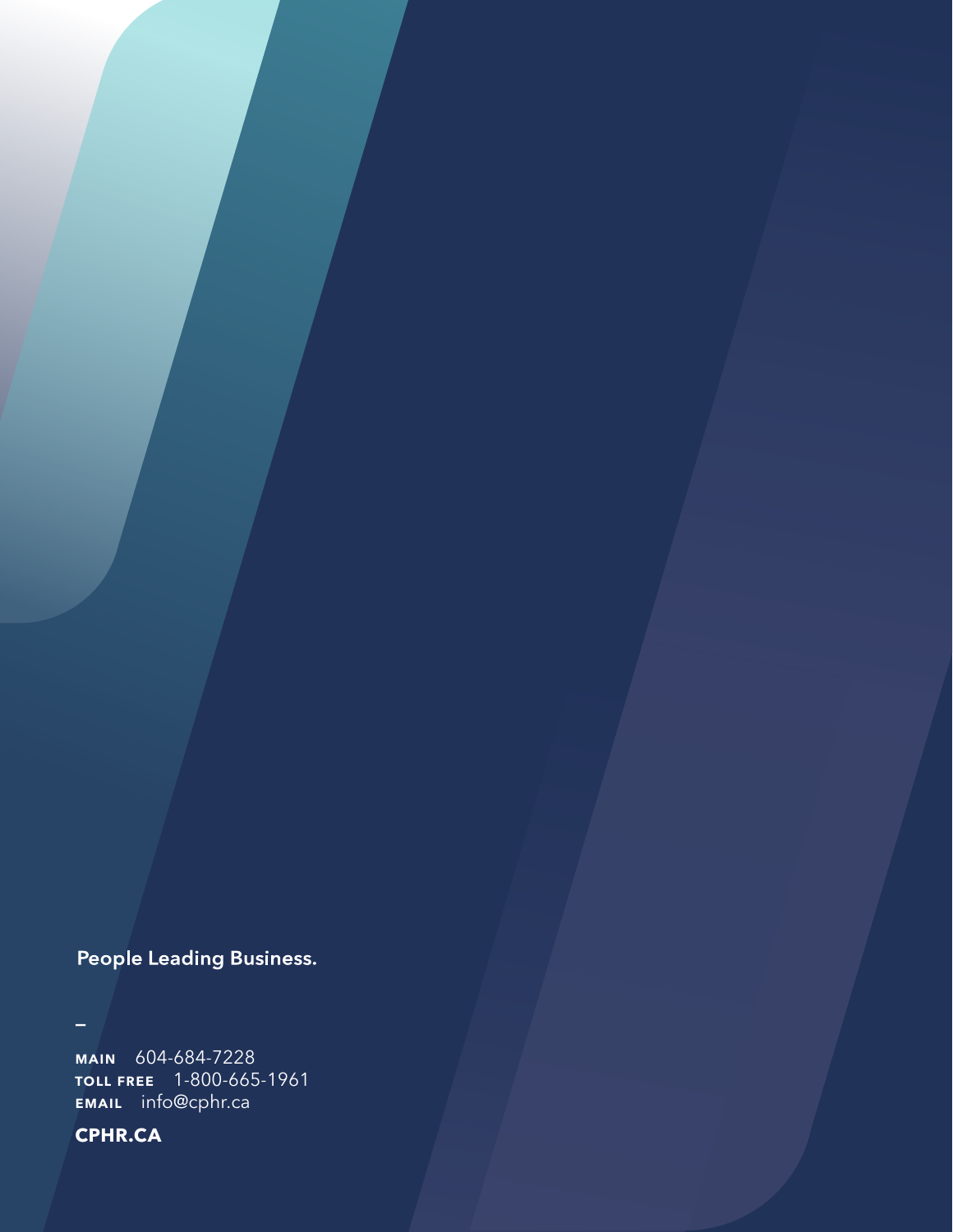**People Leading Business.**

–

**MAIN** 604-684-7228
**TOLL FREE** 1-800-665-1961
**EMAIL** info@cphr.ca

**CPHR.CA**